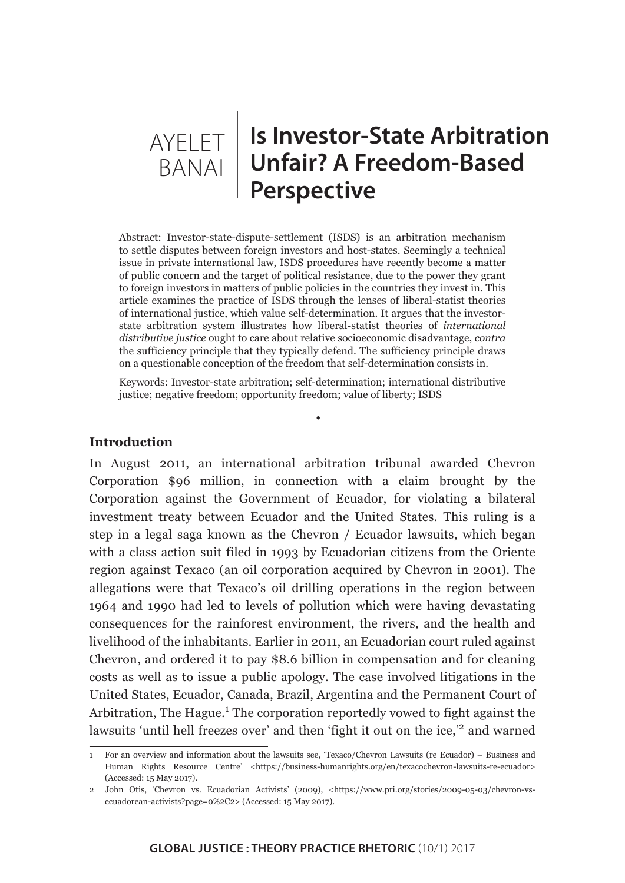AYELET BANAI

# Is Investor-State Arbitration Unfair? A Freedom-Based Perspective

Abstract: Investor-state-dispute-settlement (ISDS) is an arbitration mechanism to settle disputes between foreign investors and host-states. Seemingly a technical issue in private international law, ISDS procedures have recently become a matter of public concern and the target of political resistance, due to the power they grant to foreign investors in matters of public policies in the countries they invest in. This article examines the practice of ISDS through the lenses of liberal-statist theories of international justice, which value self-determination. It argues that the investor-state arbitration system illustrates how liberal-statist theories of *international distributive justice* ought to care about relative socioeconomic disadvantage, *contra* the sufficiency principle that they typically defend. The sufficiency principle draws on a questionable conception of the freedom that self-determination consists in.

Keywords: Investor-state arbitration; self-determination; international distributive justice; negative freedom; opportunity freedom; value of liberty; ISDS

•

## Introduction

In August 2011, an international arbitration tribunal awarded Chevron Corporation $96 million, in connection with a claim brought by the Corporation against the Government of Ecuador, for violating a bilateral investment treaty between Ecuador and the United States. This ruling is a step in a legal saga known as the Chevron / Ecuador lawsuits, which began with a class action suit filed in 1993 by Ecuadorian citizens from the Oriente region against Texaco (an oil corporation acquired by Chevron in 2001). The allegations were that Texaco's oil drilling operations in the region between 1964 and 1990 had led to levels of pollution which were having devastating consequences for the rainforest environment, the rivers, and the health and livelihood of the inhabitants. Earlier in 2011, an Ecuadorian court ruled against Chevron, and ordered it to pay $8.6 billion in compensation and for cleaning costs as well as to issue a public apology. The case involved litigations in the United States, Ecuador, Canada, Brazil, Argentina and the Permanent Court of Arbitration, The Hague.[1] The corporation reportedly vowed to fight against the lawsuits 'until hell freezes over' and then 'fight it out on the ice,'[2] and warned

1 For an overview and information about the lawsuits see, 'Texaco/Chevron Lawsuits (re Ecuador) – Business and Human Rights Resource Centre' <https://business-humanrights.org/en/texacochevron-lawsuits-re-ecuador> (Accessed: 15 May 2017).

2 John Otis, 'Chevron vs. Ecuadorian Activists' (2009), <https://www.pri.org/stories/2009-05-03/chevron-vs-ecuadorean-activists?page=0%2C2> (Accessed: 15 May 2017).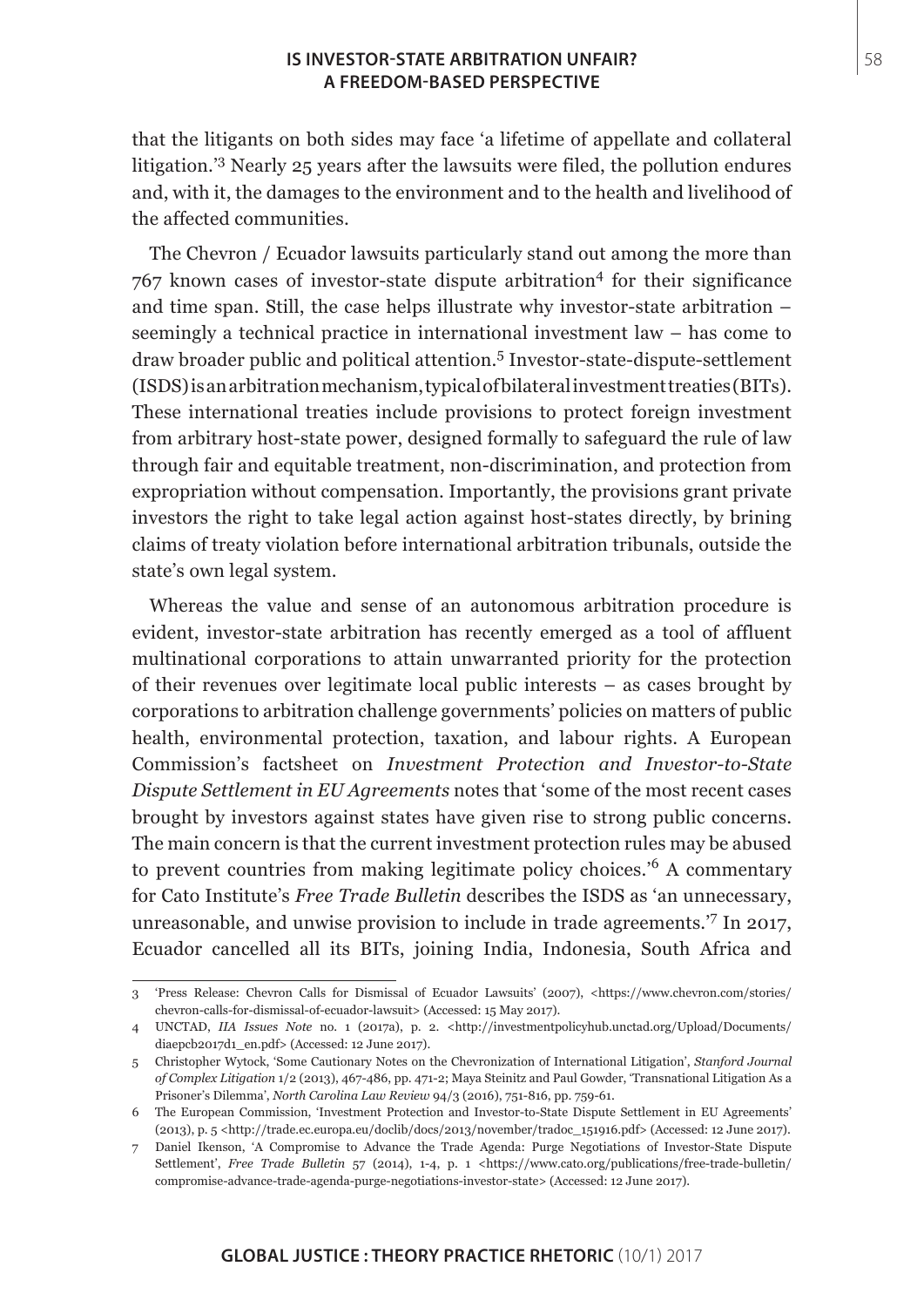that the litigants on both sides may face 'a lifetime of appellate and collateral litigation.'[3] Nearly 25 years after the lawsuits were filed, the pollution endures and, with it, the damages to the environment and to the health and livelihood of the affected communities.

The Chevron / Ecuador lawsuits particularly stand out among the more than 767 known cases of investor-state dispute arbitration[4] for their significance and time span. Still, the case helps illustrate why investor-state arbitration – seemingly a technical practice in international investment law – has come to draw broader public and political attention.[5] Investor-state-dispute-settlement (ISDS) is an arbitration mechanism, typical of bilateral investment treaties (BITs). These international treaties include provisions to protect foreign investment from arbitrary host-state power, designed formally to safeguard the rule of law through fair and equitable treatment, non-discrimination, and protection from expropriation without compensation. Importantly, the provisions grant private investors the right to take legal action against host-states directly, by brining claims of treaty violation before international arbitration tribunals, outside the state's own legal system.

Whereas the value and sense of an autonomous arbitration procedure is evident, investor-state arbitration has recently emerged as a tool of affluent multinational corporations to attain unwarranted priority for the protection of their revenues over legitimate local public interests – as cases brought by corporations to arbitration challenge governments' policies on matters of public health, environmental protection, taxation, and labour rights. A European Commission's factsheet on *Investment Protection and Investor-to-State Dispute Settlement in EU Agreements* notes that 'some of the most recent cases brought by investors against states have given rise to strong public concerns. The main concern is that the current investment protection rules may be abused to prevent countries from making legitimate policy choices.'[6] A commentary for Cato Institute's *Free Trade Bulletin* describes the ISDS as 'an unnecessary, unreasonable, and unwise provision to include in trade agreements.'[7] In 2017, Ecuador cancelled all its BITs, joining India, Indonesia, South Africa and

---

3 'Press Release: Chevron Calls for Dismissal of Ecuador Lawsuits' (2007), <https://www.chevron.com/stories/chevron-calls-for-dismissal-of-ecuador-lawsuit> (Accessed: 15 May 2017).

4 UNCTAD, *IIA Issues Note* no. 1 (2017a), p. 2. <http://investmentpolicyhub.unctad.org/Upload/Documents/diaepcb2017d1_en.pdf> (Accessed: 12 June 2017).

5 Christopher Wytock, 'Some Cautionary Notes on the Chevronization of International Litigation', *Stanford Journal of Complex Litigation* 1/2 (2013), 467-486, pp. 471-2; Maya Steinitz and Paul Gowder, 'Transnational Litigation As a Prisoner's Dilemma', *North Carolina Law Review* 94/3 (2016), 751-816, pp. 759-61.

6 The European Commission, 'Investment Protection and Investor-to-State Dispute Settlement in EU Agreements' (2013), p. 5 <http://trade.ec.europa.eu/doclib/docs/2013/november/tradoc_151916.pdf> (Accessed: 12 June 2017).

7 Daniel Ikenson, 'A Compromise to Advance the Trade Agenda: Purge Negotiations of Investor-State Dispute Settlement', *Free Trade Bulletin* 57 (2014), 1-4, p. 1 <https://www.cato.org/publications/free-trade-bulletin/compromise-advance-trade-agenda-purge-negotiations-investor-state> (Accessed: 12 June 2017).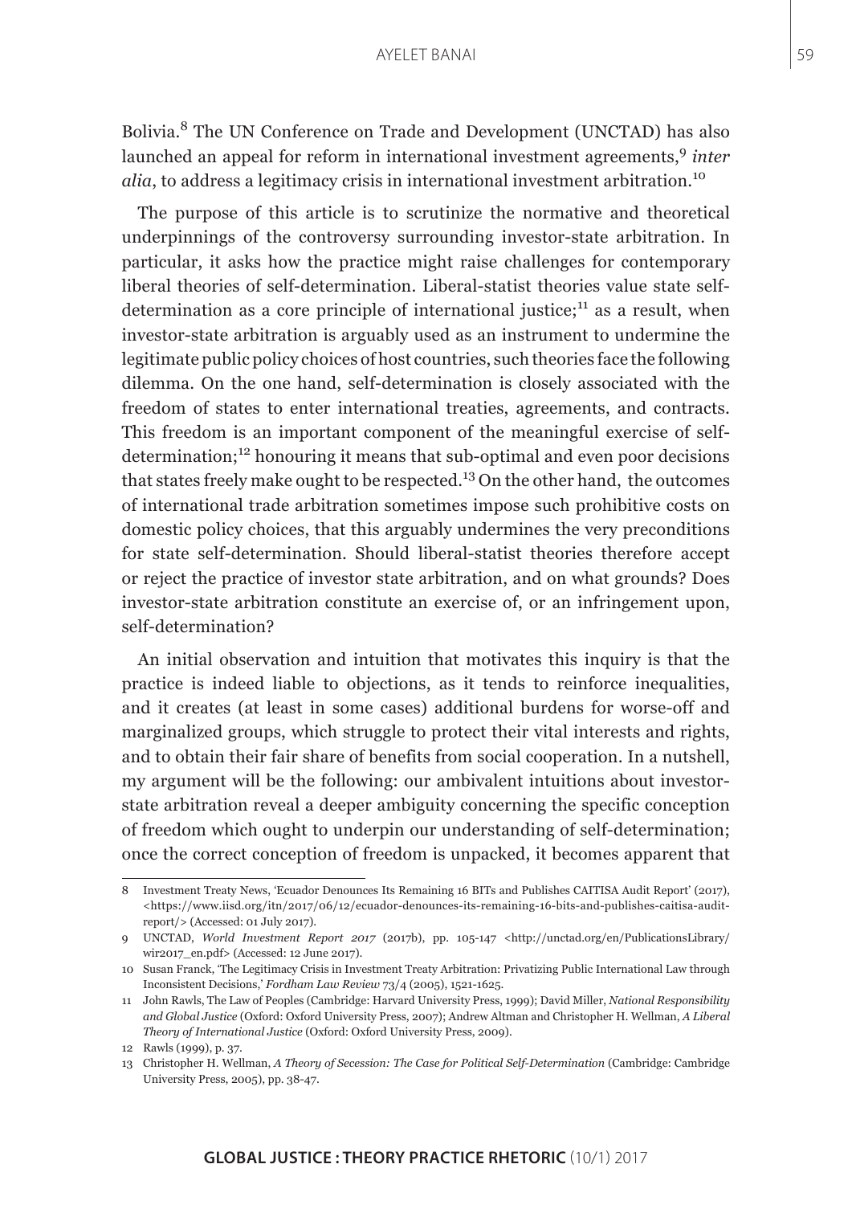Bolivia.[8] The UN Conference on Trade and Development (UNCTAD) has also launched an appeal for reform in international investment agreements,[9] *inter alia*, to address a legitimacy crisis in international investment arbitration.[10]

The purpose of this article is to scrutinize the normative and theoretical underpinnings of the controversy surrounding investor-state arbitration. In particular, it asks how the practice might raise challenges for contemporary liberal theories of self-determination. Liberal-statist theories value state self-determination as a core principle of international justice;[11] as a result, when investor-state arbitration is arguably used as an instrument to undermine the legitimate public policy choices of host countries, such theories face the following dilemma. On the one hand, self-determination is closely associated with the freedom of states to enter international treaties, agreements, and contracts. This freedom is an important component of the meaningful exercise of self-determination;[12] honouring it means that sub-optimal and even poor decisions that states freely make ought to be respected.[13] On the other hand, the outcomes of international trade arbitration sometimes impose such prohibitive costs on domestic policy choices, that this arguably undermines the very preconditions for state self-determination. Should liberal-statist theories therefore accept or reject the practice of investor state arbitration, and on what grounds? Does investor-state arbitration constitute an exercise of, or an infringement upon, self-determination?

An initial observation and intuition that motivates this inquiry is that the practice is indeed liable to objections, as it tends to reinforce inequalities, and it creates (at least in some cases) additional burdens for worse-off and marginalized groups, which struggle to protect their vital interests and rights, and to obtain their fair share of benefits from social cooperation. In a nutshell, my argument will be the following: our ambivalent intuitions about investor-state arbitration reveal a deeper ambiguity concerning the specific conception of freedom which ought to underpin our understanding of self-determination; once the correct conception of freedom is unpacked, it becomes apparent that

---

8 Investment Treaty News, 'Ecuador Denounces Its Remaining 16 BITs and Publishes CAITISA Audit Report' (2017), <https://www.iisd.org/itn/2017/06/12/ecuador-denounces-its-remaining-16-bits-and-publishes-caitisa-audit-report/> (Accessed: 01 July 2017).

9 UNCTAD, *World Investment Report 2017* (2017b), pp. 105-147 <http://unctad.org/en/PublicationsLibrary/wir2017_en.pdf> (Accessed: 12 June 2017).

10 Susan Franck, 'The Legitimacy Crisis in Investment Treaty Arbitration: Privatizing Public International Law through Inconsistent Decisions,' *Fordham Law Review* 73/4 (2005), 1521-1625.

11 John Rawls, The Law of Peoples (Cambridge: Harvard University Press, 1999); David Miller, *National Responsibility and Global Justice* (Oxford: Oxford University Press, 2007); Andrew Altman and Christopher H. Wellman, *A Liberal Theory of International Justice* (Oxford: Oxford University Press, 2009).

12 Rawls (1999), p. 37.

13 Christopher H. Wellman, *A Theory of Secession: The Case for Political Self-Determination* (Cambridge: Cambridge University Press, 2005), pp. 38-47.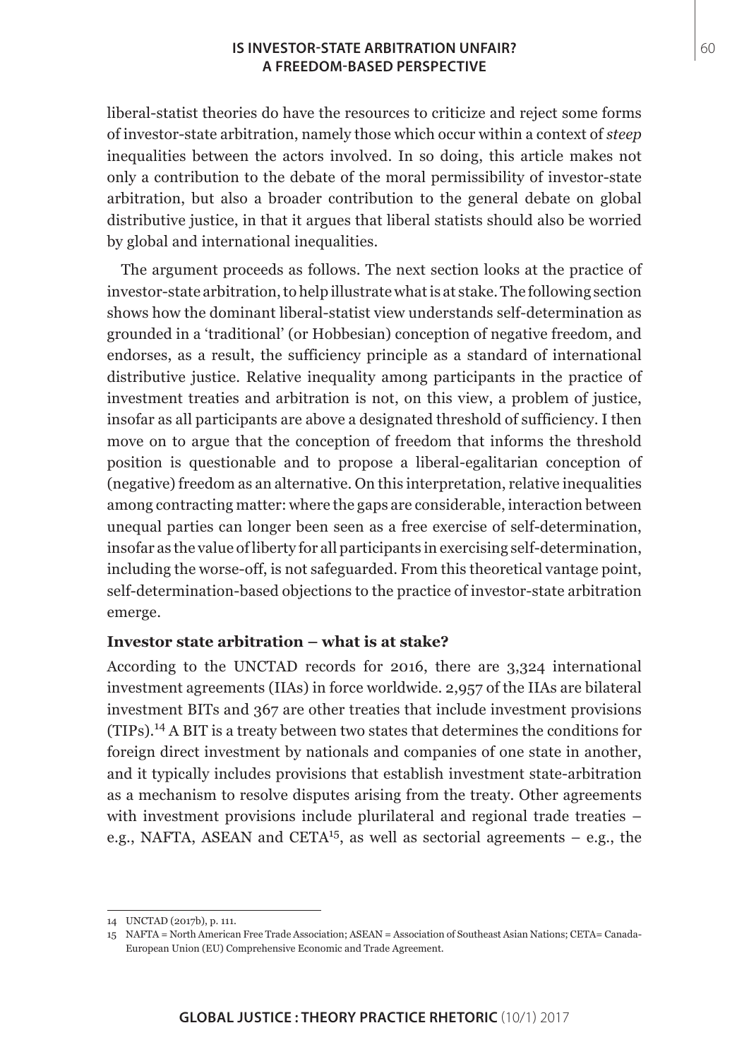liberal-statist theories do have the resources to criticize and reject some forms of investor-state arbitration, namely those which occur within a context of *steep* inequalities between the actors involved. In so doing, this article makes not only a contribution to the debate of the moral permissibility of investor-state arbitration, but also a broader contribution to the general debate on global distributive justice, in that it argues that liberal statists should also be worried by global and international inequalities.

The argument proceeds as follows. The next section looks at the practice of investor-state arbitration, to help illustrate what is at stake. The following section shows how the dominant liberal-statist view understands self-determination as grounded in a 'traditional' (or Hobbesian) conception of negative freedom, and endorses, as a result, the sufficiency principle as a standard of international distributive justice. Relative inequality among participants in the practice of investment treaties and arbitration is not, on this view, a problem of justice, insofar as all participants are above a designated threshold of sufficiency. I then move on to argue that the conception of freedom that informs the threshold position is questionable and to propose a liberal-egalitarian conception of (negative) freedom as an alternative. On this interpretation, relative inequalities among contracting matter: where the gaps are considerable, interaction between unequal parties can longer been seen as a free exercise of self-determination, insofar as the value of liberty for all participants in exercising self-determination, including the worse-off, is not safeguarded. From this theoretical vantage point, self-determination-based objections to the practice of investor-state arbitration emerge.

## Investor state arbitration – what is at stake?

According to the UNCTAD records for 2016, there are 3,324 international investment agreements (IIAs) in force worldwide. 2,957 of the IIAs are bilateral investment BITs and 367 are other treaties that include investment provisions (TIPs).[14] A BIT is a treaty between two states that determines the conditions for foreign direct investment by nationals and companies of one state in another, and it typically includes provisions that establish investment state-arbitration as a mechanism to resolve disputes arising from the treaty. Other agreements with investment provisions include plurilateral and regional trade treaties – e.g., NAFTA, ASEAN and CETA[15], as well as sectorial agreements – e.g., the

---

14 UNCTAD (2017b), p. 111.

15 NAFTA = North American Free Trade Association; ASEAN = Association of Southeast Asian Nations; CETA= Canada-European Union (EU) Comprehensive Economic and Trade Agreement.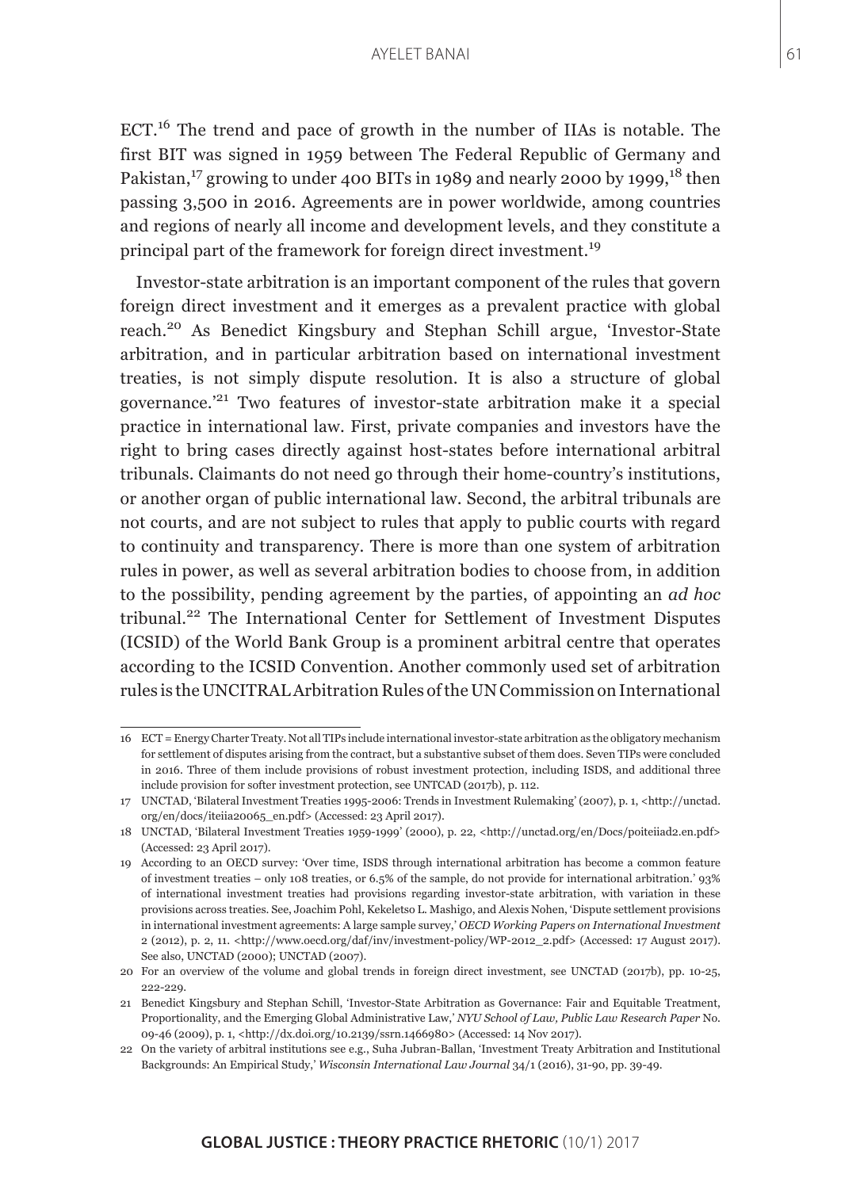ECT.[16] The trend and pace of growth in the number of IIAs is notable. The first BIT was signed in 1959 between The Federal Republic of Germany and Pakistan,[17] growing to under 400 BITs in 1989 and nearly 2000 by 1999,[18] then passing 3,500 in 2016. Agreements are in power worldwide, among countries and regions of nearly all income and development levels, and they constitute a principal part of the framework for foreign direct investment.[19]

Investor-state arbitration is an important component of the rules that govern foreign direct investment and it emerges as a prevalent practice with global reach.[20] As Benedict Kingsbury and Stephan Schill argue, 'Investor-State arbitration, and in particular arbitration based on international investment treaties, is not simply dispute resolution. It is also a structure of global governance.'[21] Two features of investor-state arbitration make it a special practice in international law. First, private companies and investors have the right to bring cases directly against host-states before international arbitral tribunals. Claimants do not need go through their home-country's institutions, or another organ of public international law. Second, the arbitral tribunals are not courts, and are not subject to rules that apply to public courts with regard to continuity and transparency. There is more than one system of arbitration rules in power, as well as several arbitration bodies to choose from, in addition to the possibility, pending agreement by the parties, of appointing an *ad hoc* tribunal.[22] The International Center for Settlement of Investment Disputes (ICSID) of the World Bank Group is a prominent arbitral centre that operates according to the ICSID Convention. Another commonly used set of arbitration rules is the UNCITRAL Arbitration Rules of the UN Commission on International

---

16 ECT = Energy Charter Treaty. Not all TIPs include international investor-state arbitration as the obligatory mechanism for settlement of disputes arising from the contract, but a substantive subset of them does. Seven TIPs were concluded in 2016. Three of them include provisions of robust investment protection, including ISDS, and additional three include provision for softer investment protection, see UNTCAD (2017b), p. 112.

17 UNCTAD, 'Bilateral Investment Treaties 1995-2006: Trends in Investment Rulemaking' (2007), p. 1, <http://unctad.org/en/docs/iteiia20065_en.pdf> (Accessed: 23 April 2017).

18 UNCTAD, 'Bilateral Investment Treaties 1959-1999' (2000), p. 22, <http://unctad.org/en/Docs/poiteiiad2.en.pdf> (Accessed: 23 April 2017).

19 According to an OECD survey: 'Over time, ISDS through international arbitration has become a common feature of investment treaties – only 108 treaties, or 6.5% of the sample, do not provide for international arbitration.' 93% of international investment treaties had provisions regarding investor-state arbitration, with variation in these provisions across treaties. See, Joachim Pohl, Kekeletso L. Mashigo, and Alexis Nohen, 'Dispute settlement provisions in international investment agreements: A large sample survey,' *OECD Working Papers on International Investment* 2 (2012), p. 2, 11. <http://www.oecd.org/daf/inv/investment-policy/WP-2012_2.pdf> (Accessed: 17 August 2017). See also, UNCTAD (2000); UNCTAD (2007).

20 For an overview of the volume and global trends in foreign direct investment, see UNCTAD (2017b), pp. 10-25, 222-229.

21 Benedict Kingsbury and Stephan Schill, 'Investor-State Arbitration as Governance: Fair and Equitable Treatment, Proportionality, and the Emerging Global Administrative Law,' *NYU School of Law, Public Law Research Paper* No. 09-46 (2009), p. 1, <http://dx.doi.org/10.2139/ssrn.1466980> (Accessed: 14 Nov 2017).

22 On the variety of arbitral institutions see e.g., Suha Jubran-Ballan, 'Investment Treaty Arbitration and Institutional Backgrounds: An Empirical Study,' *Wisconsin International Law Journal* 34/1 (2016), 31-90, pp. 39-49.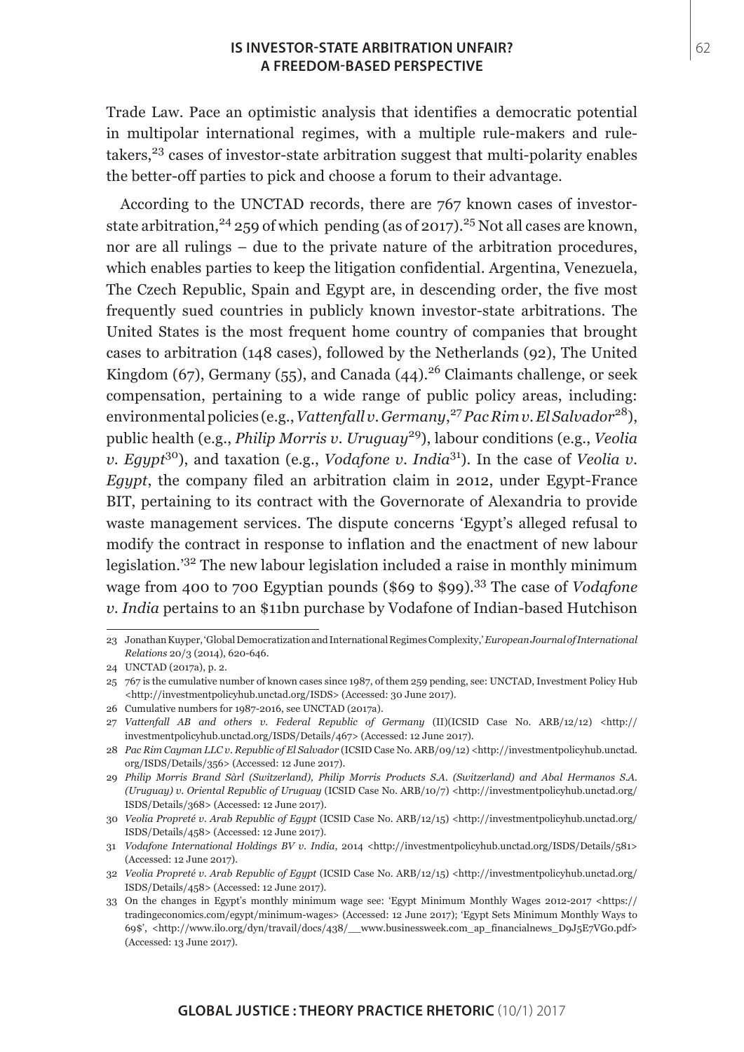Trade Law. Pace an optimistic analysis that identifies a democratic potential in multipolar international regimes, with a multiple rule-makers and rule-takers,[23] cases of investor-state arbitration suggest that multi-polarity enables the better-off parties to pick and choose a forum to their advantage.

According to the UNCTAD records, there are 767 known cases of investor-state arbitration,[24] 259 of which pending (as of 2017).[25] Not all cases are known, nor are all rulings – due to the private nature of the arbitration procedures, which enables parties to keep the litigation confidential. Argentina, Venezuela, The Czech Republic, Spain and Egypt are, in descending order, the five most frequently sued countries in publicly known investor-state arbitrations. The United States is the most frequent home country of companies that brought cases to arbitration (148 cases), followed by the Netherlands (92), The United Kingdom (67), Germany (55), and Canada (44).[26] Claimants challenge, or seek compensation, pertaining to a wide range of public policy areas, including: environmental policies (e.g., *Vattenfall v. Germany*,[27] *Pac Rim v. El Salvador*[28]), public health (e.g., *Philip Morris v. Uruguay*[29]), labour conditions (e.g., *Veolia v. Egypt*[30]), and taxation (e.g., *Vodafone v. India*[31]). In the case of *Veolia v. Egypt*, the company filed an arbitration claim in 2012, under Egypt-France BIT, pertaining to its contract with the Governorate of Alexandria to provide waste management services. The dispute concerns 'Egypt's alleged refusal to modify the contract in response to inflation and the enactment of new labour legislation.'[32] The new labour legislation included a raise in monthly minimum wage from 400 to 700 Egyptian pounds ($69 to $99).[33] The case of *Vodafone v. India* pertains to an $11bn purchase by Vodafone of Indian-based Hutchison

---

23 Jonathan Kuyper, 'Global Democratization and International Regimes Complexity,' *European Journal of International Relations* 20/3 (2014), 620-646.

24 UNCTAD (2017a), p. 2.

25 767 is the cumulative number of known cases since 1987, of them 259 pending, see: UNCTAD, Investment Policy Hub <http://investmentpolicyhub.unctad.org/ISDS> (Accessed: 30 June 2017).

26 Cumulative numbers for 1987-2016, see UNCTAD (2017a).

27 *Vattenfall AB and others v. Federal Republic of Germany* (II)(ICSID Case No. ARB/12/12) <http://investmentpolicyhub.unctad.org/ISDS/Details/467> (Accessed: 12 June 2017).

28 *Pac Rim Cayman LLC v. Republic of El Salvador* (ICSID Case No. ARB/09/12) <http://investmentpolicyhub.unctad.org/ISDS/Details/356> (Accessed: 12 June 2017).

29 *Philip Morris Brand Sàrl (Switzerland), Philip Morris Products S.A. (Switzerland) and Abal Hermanos S.A. (Uruguay) v. Oriental Republic of Uruguay* (ICSID Case No. ARB/10/7) <http://investmentpolicyhub.unctad.org/ISDS/Details/368> (Accessed: 12 June 2017).

30 *Veolia Propreté v. Arab Republic of Egypt* (ICSID Case No. ARB/12/15) <http://investmentpolicyhub.unctad.org/ISDS/Details/458> (Accessed: 12 June 2017).

31 *Vodafone International Holdings BV v. India*, 2014 <http://investmentpolicyhub.unctad.org/ISDS/Details/581> (Accessed: 12 June 2017).

32 *Veolia Propreté v. Arab Republic of Egypt* (ICSID Case No. ARB/12/15) <http://investmentpolicyhub.unctad.org/ISDS/Details/458> (Accessed: 12 June 2017).

33 On the changes in Egypt's monthly minimum wage see: 'Egypt Minimum Monthly Wages 2012-2017 <https://tradingeconomics.com/egypt/minimum-wages> (Accessed: 12 June 2017); 'Egypt Sets Minimum Monthly Ways to 69$', <http://www.ilo.org/dyn/travail/docs/438/__www.businessweek.com_ap_financialnews_D9J5E7VG0.pdf> (Accessed: 13 June 2017).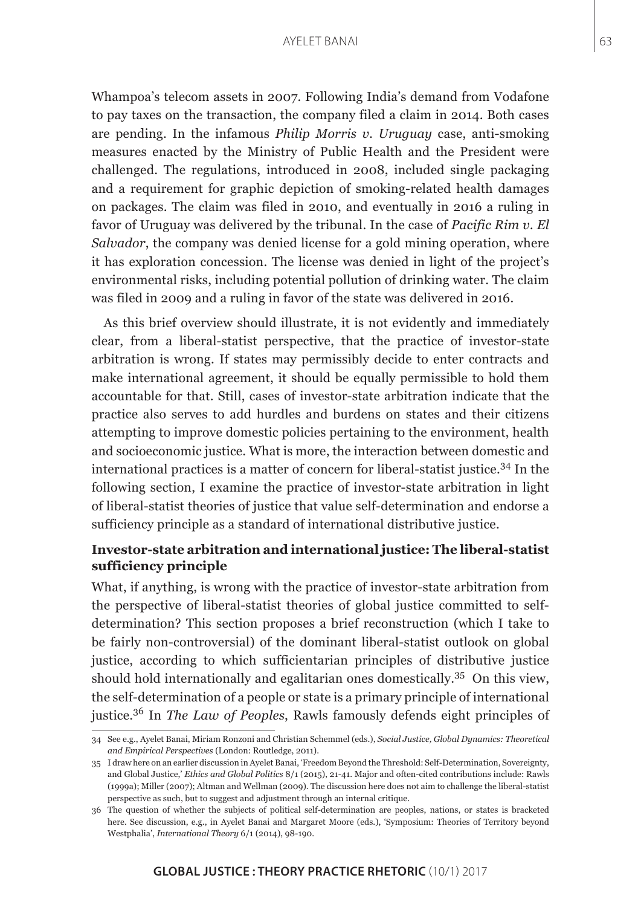Whampoa's telecom assets in 2007. Following India's demand from Vodafone to pay taxes on the transaction, the company filed a claim in 2014. Both cases are pending. In the infamous *Philip Morris v. Uruguay* case, anti-smoking measures enacted by the Ministry of Public Health and the President were challenged. The regulations, introduced in 2008, included single packaging and a requirement for graphic depiction of smoking-related health damages on packages. The claim was filed in 2010, and eventually in 2016 a ruling in favor of Uruguay was delivered by the tribunal. In the case of *Pacific Rim v. El Salvador*, the company was denied license for a gold mining operation, where it has exploration concession. The license was denied in light of the project's environmental risks, including potential pollution of drinking water. The claim was filed in 2009 and a ruling in favor of the state was delivered in 2016.

As this brief overview should illustrate, it is not evidently and immediately clear, from a liberal-statist perspective, that the practice of investor-state arbitration is wrong. If states may permissibly decide to enter contracts and make international agreement, it should be equally permissible to hold them accountable for that. Still, cases of investor-state arbitration indicate that the practice also serves to add hurdles and burdens on states and their citizens attempting to improve domestic policies pertaining to the environment, health and socioeconomic justice. What is more, the interaction between domestic and international practices is a matter of concern for liberal-statist justice.[34] In the following section, I examine the practice of investor-state arbitration in light of liberal-statist theories of justice that value self-determination and endorse a sufficiency principle as a standard of international distributive justice.

## Investor-state arbitration and international justice: The liberal-statist sufficiency principle

What, if anything, is wrong with the practice of investor-state arbitration from the perspective of liberal-statist theories of global justice committed to self-determination? This section proposes a brief reconstruction (which I take to be fairly non-controversial) of the dominant liberal-statist outlook on global justice, according to which sufficientarian principles of distributive justice should hold internationally and egalitarian ones domestically.[35] On this view, the self-determination of a people or state is a primary principle of international justice.[36] In *The Law of Peoples*, Rawls famously defends eight principles of

---

34 See e.g., Ayelet Banai, Miriam Ronzoni and Christian Schemmel (eds.), *Social Justice, Global Dynamics: Theoretical and Empirical Perspectives* (London: Routledge, 2011).

35 I draw here on an earlier discussion in Ayelet Banai, 'Freedom Beyond the Threshold: Self-Determination, Sovereignty, and Global Justice,' *Ethics and Global Politics* 8/1 (2015), 21-41. Major and often-cited contributions include: Rawls (1999a); Miller (2007); Altman and Wellman (2009). The discussion here does not aim to challenge the liberal-statist perspective as such, but to suggest and adjustment through an internal critique.

36 The question of whether the subjects of political self-determination are peoples, nations, or states is bracketed here. See discussion, e.g., in Ayelet Banai and Margaret Moore (eds.), 'Symposium: Theories of Territory beyond Westphalia', *International Theory* 6/1 (2014), 98-190.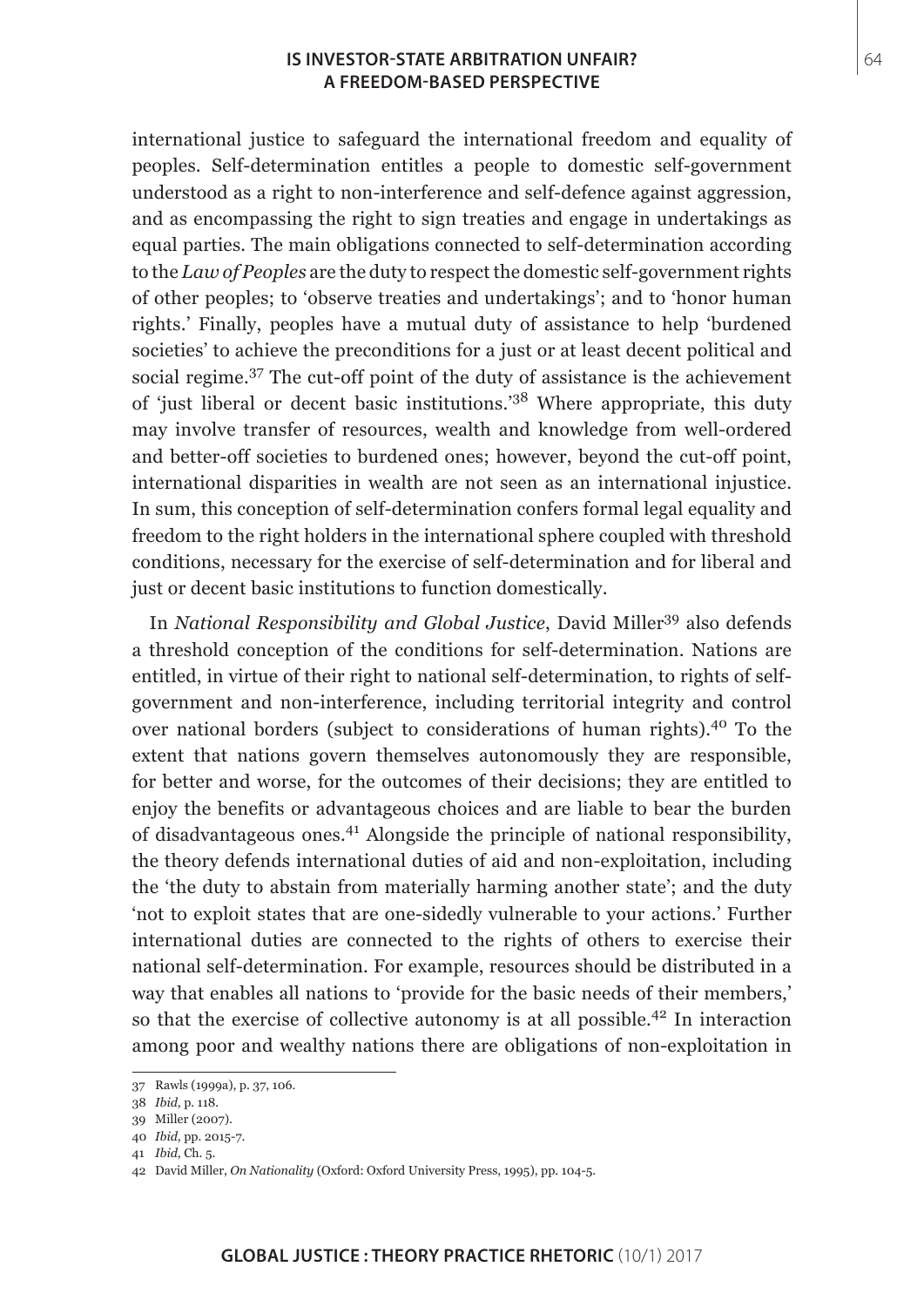international justice to safeguard the international freedom and equality of peoples. Self-determination entitles a people to domestic self-government understood as a right to non-interference and self-defence against aggression, and as encompassing the right to sign treaties and engage in undertakings as equal parties. The main obligations connected to self-determination according to the *Law of Peoples* are the duty to respect the domestic self-government rights of other peoples; to 'observe treaties and undertakings'; and to 'honor human rights.' Finally, peoples have a mutual duty of assistance to help 'burdened societies' to achieve the preconditions for a just or at least decent political and social regime.[37] The cut-off point of the duty of assistance is the achievement of 'just liberal or decent basic institutions.'[38] Where appropriate, this duty may involve transfer of resources, wealth and knowledge from well-ordered and better-off societies to burdened ones; however, beyond the cut-off point, international disparities in wealth are not seen as an international injustice. In sum, this conception of self-determination confers formal legal equality and freedom to the right holders in the international sphere coupled with threshold conditions, necessary for the exercise of self-determination and for liberal and just or decent basic institutions to function domestically.

In *National Responsibility and Global Justice*, David Miller[39] also defends a threshold conception of the conditions for self-determination. Nations are entitled, in virtue of their right to national self-determination, to rights of self-government and non-interference, including territorial integrity and control over national borders (subject to considerations of human rights).[40] To the extent that nations govern themselves autonomously they are responsible, for better and worse, for the outcomes of their decisions; they are entitled to enjoy the benefits or advantageous choices and are liable to bear the burden of disadvantageous ones.[41] Alongside the principle of national responsibility, the theory defends international duties of aid and non-exploitation, including the 'the duty to abstain from materially harming another state'; and the duty 'not to exploit states that are one-sidedly vulnerable to your actions.' Further international duties are connected to the rights of others to exercise their national self-determination. For example, resources should be distributed in a way that enables all nations to 'provide for the basic needs of their members,' so that the exercise of collective autonomy is at all possible.[42] In interaction among poor and wealthy nations there are obligations of non-exploitation in

---

37 Rawls (1999a), p. 37, 106.

38 *Ibid*, p. 118.

39 Miller (2007).

40 *Ibid*, pp. 2015-7.

41 *Ibid*, Ch. 5.

42 David Miller, *On Nationality* (Oxford: Oxford University Press, 1995), pp. 104-5.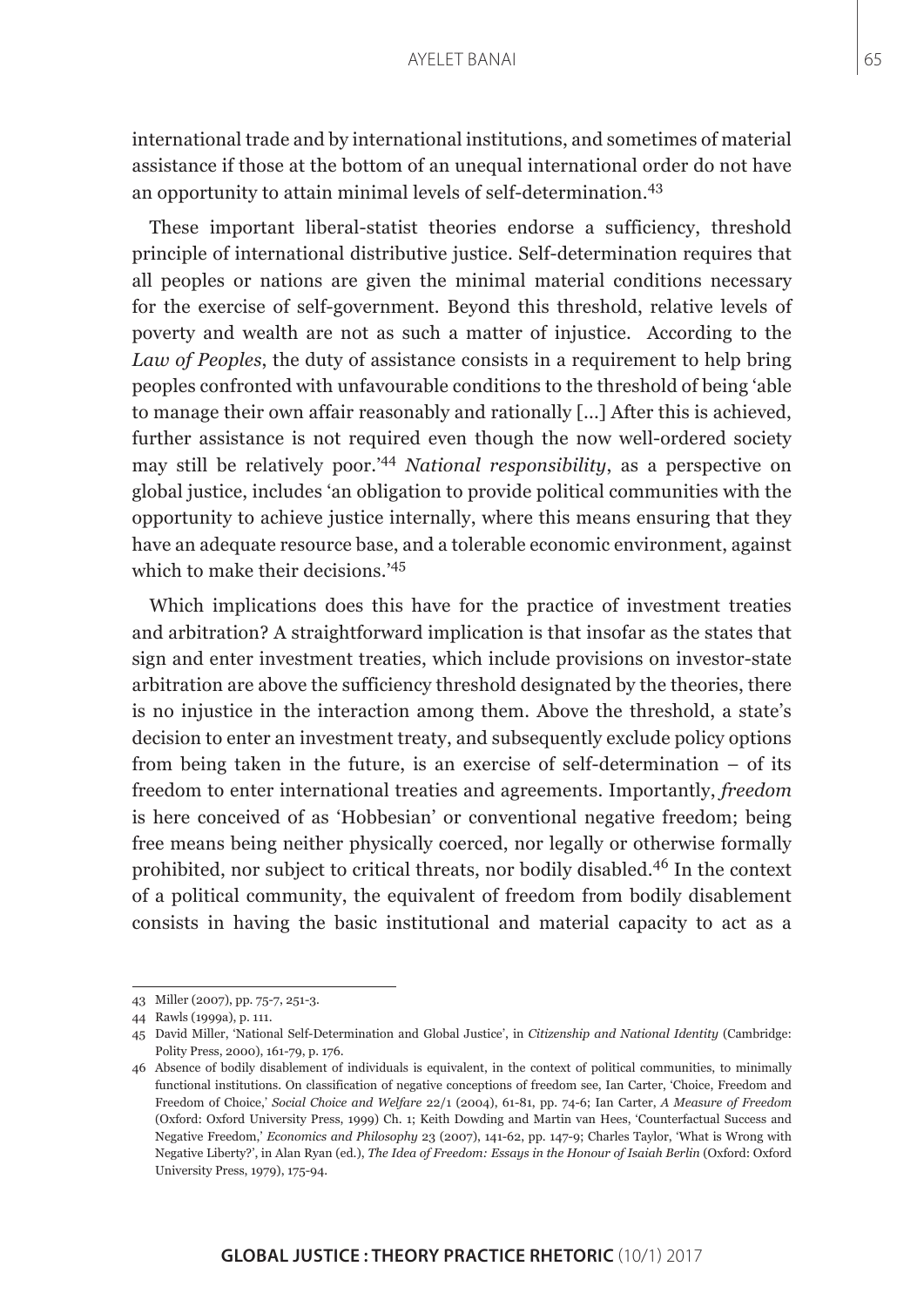international trade and by international institutions, and sometimes of material assistance if those at the bottom of an unequal international order do not have an opportunity to attain minimal levels of self-determination.[43]

These important liberal-statist theories endorse a sufficiency, threshold principle of international distributive justice. Self-determination requires that all peoples or nations are given the minimal material conditions necessary for the exercise of self-government. Beyond this threshold, relative levels of poverty and wealth are not as such a matter of injustice. According to the *Law of Peoples*, the duty of assistance consists in a requirement to help bring peoples confronted with unfavourable conditions to the threshold of being 'able to manage their own affair reasonably and rationally [...] After this is achieved, further assistance is not required even though the now well-ordered society may still be relatively poor.'[44] *National responsibility*, as a perspective on global justice, includes 'an obligation to provide political communities with the opportunity to achieve justice internally, where this means ensuring that they have an adequate resource base, and a tolerable economic environment, against which to make their decisions.'[45]

Which implications does this have for the practice of investment treaties and arbitration? A straightforward implication is that insofar as the states that sign and enter investment treaties, which include provisions on investor-state arbitration are above the sufficiency threshold designated by the theories, there is no injustice in the interaction among them. Above the threshold, a state's decision to enter an investment treaty, and subsequently exclude policy options from being taken in the future, is an exercise of self-determination – of its freedom to enter international treaties and agreements. Importantly, *freedom* is here conceived of as 'Hobbesian' or conventional negative freedom; being free means being neither physically coerced, nor legally or otherwise formally prohibited, nor subject to critical threats, nor bodily disabled.[46] In the context of a political community, the equivalent of freedom from bodily disablement consists in having the basic institutional and material capacity to act as a

43 Miller (2007), pp. 75-7, 251-3.

44 Rawls (1999a), p. 111.

45 David Miller, 'National Self-Determination and Global Justice', in *Citizenship and National Identity* (Cambridge: Polity Press, 2000), 161-79, p. 176.

46 Absence of bodily disablement of individuals is equivalent, in the context of political communities, to minimally functional institutions. On classification of negative conceptions of freedom see, Ian Carter, 'Choice, Freedom and Freedom of Choice,' *Social Choice and Welfare* 22/1 (2004), 61-81, pp. 74-6; Ian Carter, *A Measure of Freedom* (Oxford: Oxford University Press, 1999) Ch. 1; Keith Dowding and Martin van Hees, 'Counterfactual Success and Negative Freedom,' *Economics and Philosophy* 23 (2007), 141-62, pp. 147-9; Charles Taylor, 'What is Wrong with Negative Liberty?', in Alan Ryan (ed.), *The Idea of Freedom: Essays in the Honour of Isaiah Berlin* (Oxford: Oxford University Press, 1979), 175-94.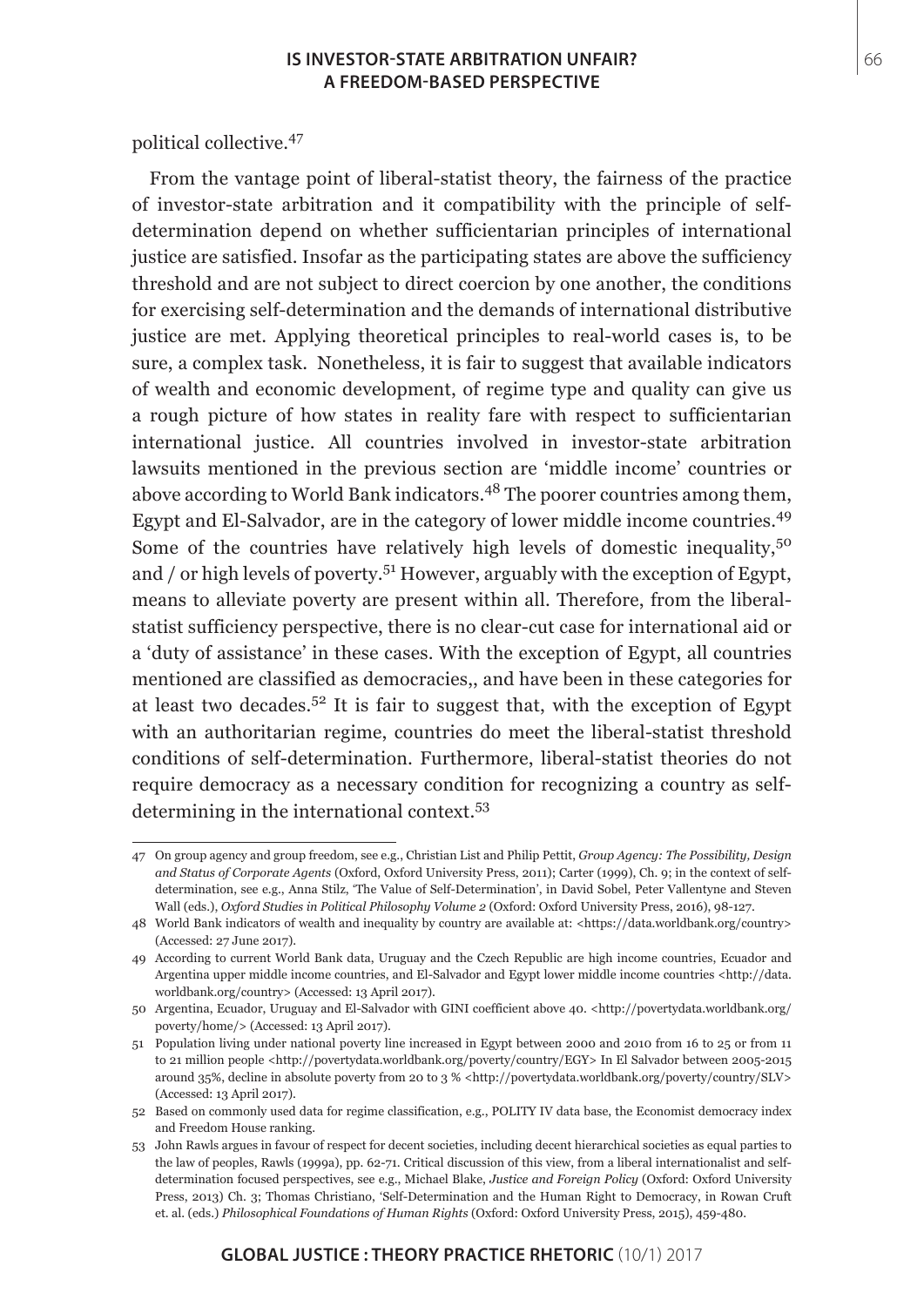political collective.[47]

From the vantage point of liberal-statist theory, the fairness of the practice of investor-state arbitration and it compatibility with the principle of self-determination depend on whether sufficientarian principles of international justice are satisfied. Insofar as the participating states are above the sufficiency threshold and are not subject to direct coercion by one another, the conditions for exercising self-determination and the demands of international distributive justice are met. Applying theoretical principles to real-world cases is, to be sure, a complex task. Nonetheless, it is fair to suggest that available indicators of wealth and economic development, of regime type and quality can give us a rough picture of how states in reality fare with respect to sufficientarian international justice. All countries involved in investor-state arbitration lawsuits mentioned in the previous section are 'middle income' countries or above according to World Bank indicators.[48] The poorer countries among them, Egypt and El-Salvador, are in the category of lower middle income countries.[49] Some of the countries have relatively high levels of domestic inequality,[50] and / or high levels of poverty.[51] However, arguably with the exception of Egypt, means to alleviate poverty are present within all. Therefore, from the liberal-statist sufficiency perspective, there is no clear-cut case for international aid or a 'duty of assistance' in these cases. With the exception of Egypt, all countries mentioned are classified as democracies,, and have been in these categories for at least two decades.[52] It is fair to suggest that, with the exception of Egypt with an authoritarian regime, countries do meet the liberal-statist threshold conditions of self-determination. Furthermore, liberal-statist theories do not require democracy as a necessary condition for recognizing a country as self-determining in the international context.[53]

---

47 On group agency and group freedom, see e.g., Christian List and Philip Pettit, *Group Agency: The Possibility, Design and Status of Corporate Agents* (Oxford, Oxford University Press, 2011); Carter (1999), Ch. 9; in the context of self-determination, see e.g., Anna Stilz, 'The Value of Self-Determination', in David Sobel, Peter Vallentyne and Steven Wall (eds.), *Oxford Studies in Political Philosophy Volume 2* (Oxford: Oxford University Press, 2016), 98-127.

48 World Bank indicators of wealth and inequality by country are available at: <https://data.worldbank.org/country> (Accessed: 27 June 2017).

49 According to current World Bank data, Uruguay and the Czech Republic are high income countries, Ecuador and Argentina upper middle income countries, and El-Salvador and Egypt lower middle income countries <http://data.worldbank.org/country> (Accessed: 13 April 2017).

50 Argentina, Ecuador, Uruguay and El-Salvador with GINI coefficient above 40. <http://povertydata.worldbank.org/poverty/home/> (Accessed: 13 April 2017).

51 Population living under national poverty line increased in Egypt between 2000 and 2010 from 16 to 25 or from 11 to 21 million people <http://povertydata.worldbank.org/poverty/country/EGY> In El Salvador between 2005-2015 around 35%, decline in absolute poverty from 20 to 3 % <http://povertydata.worldbank.org/poverty/country/SLV> (Accessed: 13 April 2017).

52 Based on commonly used data for regime classification, e.g., POLITY IV data base, the Economist democracy index and Freedom House ranking.

53 John Rawls argues in favour of respect for decent societies, including decent hierarchical societies as equal parties to the law of peoples, Rawls (1999a), pp. 62-71. Critical discussion of this view, from a liberal internationalist and self-determination focused perspectives, see e.g., Michael Blake, *Justice and Foreign Policy* (Oxford: Oxford University Press, 2013) Ch. 3; Thomas Christiano, 'Self-Determination and the Human Right to Democracy, in Rowan Cruft et. al. (eds.) *Philosophical Foundations of Human Rights* (Oxford: Oxford University Press, 2015), 459-480.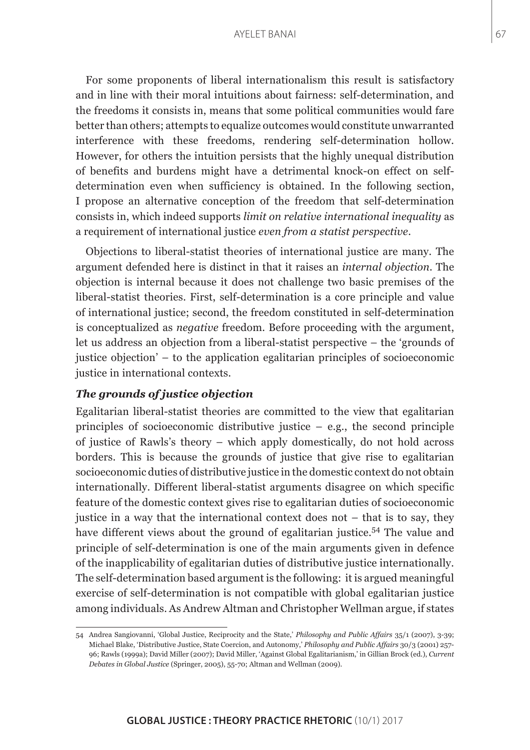For some proponents of liberal internationalism this result is satisfactory and in line with their moral intuitions about fairness: self-determination, and the freedoms it consists in, means that some political communities would fare better than others; attempts to equalize outcomes would constitute unwarranted interference with these freedoms, rendering self-determination hollow. However, for others the intuition persists that the highly unequal distribution of benefits and burdens might have a detrimental knock-on effect on self-determination even when sufficiency is obtained. In the following section, I propose an alternative conception of the freedom that self-determination consists in, which indeed supports *limit on relative international inequality* as a requirement of international justice *even from a statist perspective*.

Objections to liberal-statist theories of international justice are many. The argument defended here is distinct in that it raises an *internal objection*. The objection is internal because it does not challenge two basic premises of the liberal-statist theories. First, self-determination is a core principle and value of international justice; second, the freedom constituted in self-determination is conceptualized as *negative* freedom. Before proceeding with the argument, let us address an objection from a liberal-statist perspective – the 'grounds of justice objection' – to the application egalitarian principles of socioeconomic justice in international contexts.

### *The grounds of justice objection*

Egalitarian liberal-statist theories are committed to the view that egalitarian principles of socioeconomic distributive justice – e.g., the second principle of justice of Rawls's theory – which apply domestically, do not hold across borders. This is because the grounds of justice that give rise to egalitarian socioeconomic duties of distributive justice in the domestic context do not obtain internationally. Different liberal-statist arguments disagree on which specific feature of the domestic context gives rise to egalitarian duties of socioeconomic justice in a way that the international context does not – that is to say, they have different views about the ground of egalitarian justice.[54] The value and principle of self-determination is one of the main arguments given in defence of the inapplicability of egalitarian duties of distributive justice internationally. The self-determination based argument is the following: it is argued meaningful exercise of self-determination is not compatible with global egalitarian justice among individuals. As Andrew Altman and Christopher Wellman argue, if states

---

54 Andrea Sangiovanni, 'Global Justice, Reciprocity and the State,' *Philosophy and Public Affairs* 35/1 (2007), 3-39; Michael Blake, 'Distributive Justice, State Coercion, and Autonomy,' *Philosophy and Public Affairs* 30/3 (2001) 257-96; Rawls (1999a); David Miller (2007); David Miller, 'Against Global Egalitarianism,' in Gillian Brock (ed.), *Current Debates in Global Justice* (Springer, 2005), 55-70; Altman and Wellman (2009).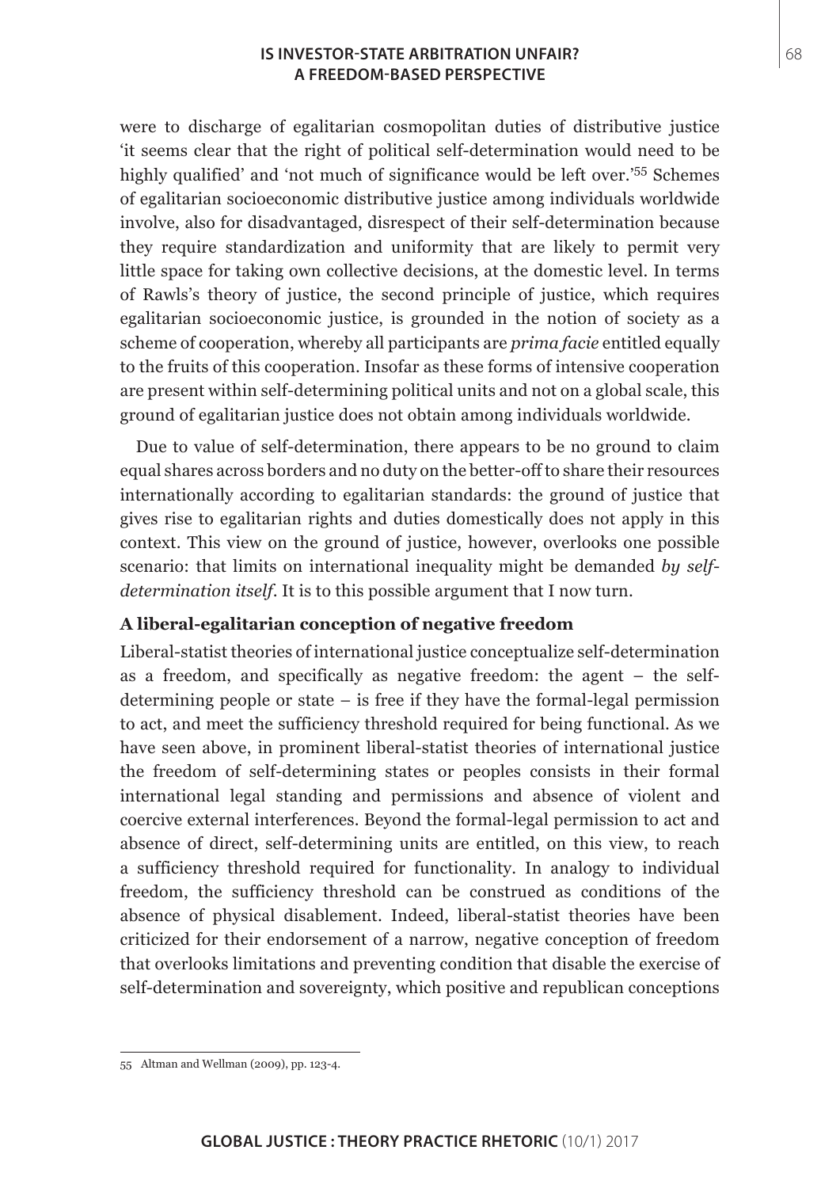were to discharge of egalitarian cosmopolitan duties of distributive justice 'it seems clear that the right of political self-determination would need to be highly qualified' and 'not much of significance would be left over.'[55] Schemes of egalitarian socioeconomic distributive justice among individuals worldwide involve, also for disadvantaged, disrespect of their self-determination because they require standardization and uniformity that are likely to permit very little space for taking own collective decisions, at the domestic level. In terms of Rawls's theory of justice, the second principle of justice, which requires egalitarian socioeconomic justice, is grounded in the notion of society as a scheme of cooperation, whereby all participants are *prima facie* entitled equally to the fruits of this cooperation. Insofar as these forms of intensive cooperation are present within self-determining political units and not on a global scale, this ground of egalitarian justice does not obtain among individuals worldwide.

Due to value of self-determination, there appears to be no ground to claim equal shares across borders and no duty on the better-off to share their resources internationally according to egalitarian standards: the ground of justice that gives rise to egalitarian rights and duties domestically does not apply in this context. This view on the ground of justice, however, overlooks one possible scenario: that limits on international inequality might be demanded *by self-determination itself*. It is to this possible argument that I now turn.

### A liberal-egalitarian conception of negative freedom

Liberal-statist theories of international justice conceptualize self-determination as a freedom, and specifically as negative freedom: the agent – the self-determining people or state – is free if they have the formal-legal permission to act, and meet the sufficiency threshold required for being functional. As we have seen above, in prominent liberal-statist theories of international justice the freedom of self-determining states or peoples consists in their formal international legal standing and permissions and absence of violent and coercive external interferences. Beyond the formal-legal permission to act and absence of direct, self-determining units are entitled, on this view, to reach a sufficiency threshold required for functionality. In analogy to individual freedom, the sufficiency threshold can be construed as conditions of the absence of physical disablement. Indeed, liberal-statist theories have been criticized for their endorsement of a narrow, negative conception of freedom that overlooks limitations and preventing condition that disable the exercise of self-determination and sovereignty, which positive and republican conceptions

---

55 Altman and Wellman (2009), pp. 123-4.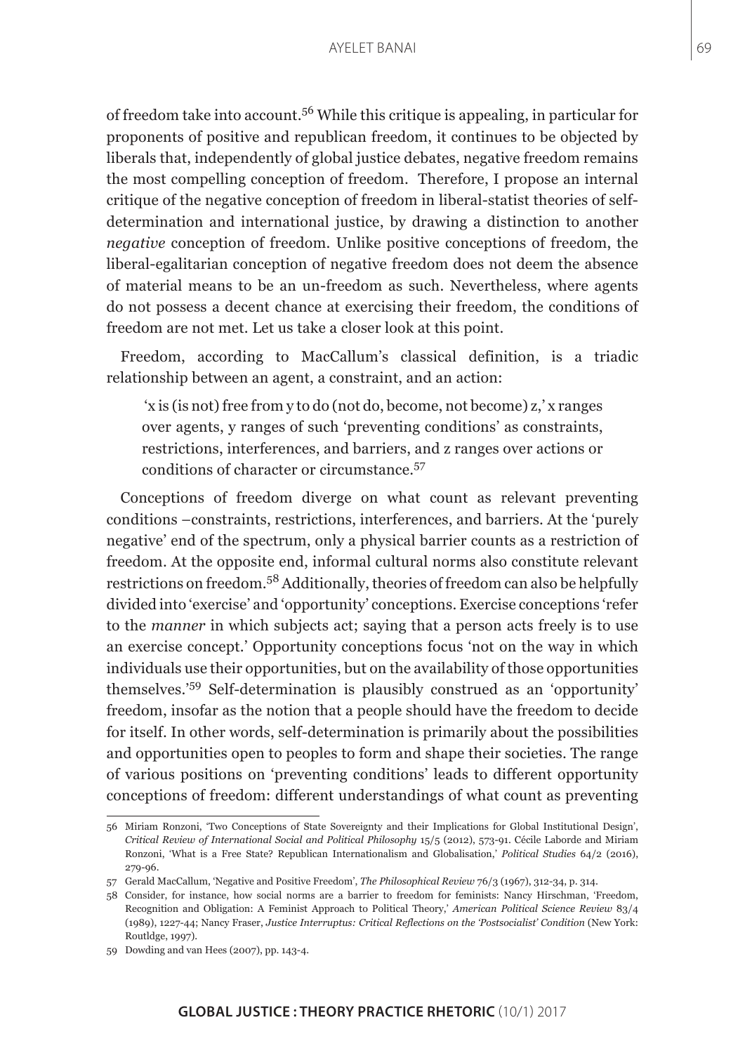of freedom take into account.[56] While this critique is appealing, in particular for proponents of positive and republican freedom, it continues to be objected by liberals that, independently of global justice debates, negative freedom remains the most compelling conception of freedom. Therefore, I propose an internal critique of the negative conception of freedom in liberal-statist theories of self-determination and international justice, by drawing a distinction to another *negative* conception of freedom. Unlike positive conceptions of freedom, the liberal-egalitarian conception of negative freedom does not deem the absence of material means to be an un-freedom as such. Nevertheless, where agents do not possess a decent chance at exercising their freedom, the conditions of freedom are not met. Let us take a closer look at this point.

Freedom, according to MacCallum's classical definition, is a triadic relationship between an agent, a constraint, and an action:

> 'x is (is not) free from y to do (not do, become, not become) z,' x ranges over agents, y ranges of such 'preventing conditions' as constraints, restrictions, interferences, and barriers, and z ranges over actions or conditions of character or circumstance.[57]

Conceptions of freedom diverge on what count as relevant preventing conditions –constraints, restrictions, interferences, and barriers. At the 'purely negative' end of the spectrum, only a physical barrier counts as a restriction of freedom. At the opposite end, informal cultural norms also constitute relevant restrictions on freedom.[58] Additionally, theories of freedom can also be helpfully divided into 'exercise' and 'opportunity' conceptions. Exercise conceptions 'refer to the *manner* in which subjects act; saying that a person acts freely is to use an exercise concept.' Opportunity conceptions focus 'not on the way in which individuals use their opportunities, but on the availability of those opportunities themselves.'[59] Self-determination is plausibly construed as an 'opportunity' freedom, insofar as the notion that a people should have the freedom to decide for itself. In other words, self-determination is primarily about the possibilities and opportunities open to peoples to form and shape their societies. The range of various positions on 'preventing conditions' leads to different opportunity conceptions of freedom: different understandings of what count as preventing

---

56 Miriam Ronzoni, 'Two Conceptions of State Sovereignty and their Implications for Global Institutional Design', *Critical Review of International Social and Political Philosophy* 15/5 (2012), 573-91. Cécile Laborde and Miriam Ronzoni, 'What is a Free State? Republican Internationalism and Globalisation,' *Political Studies* 64/2 (2016), 279-96.

57 Gerald MacCallum, 'Negative and Positive Freedom', *The Philosophical Review* 76/3 (1967), 312-34, p. 314.

58 Consider, for instance, how social norms are a barrier to freedom for feminists: Nancy Hirschman, 'Freedom, Recognition and Obligation: A Feminist Approach to Political Theory,' *American Political Science Review* 83/4 (1989), 1227-44; Nancy Fraser, *Justice Interruptus: Critical Reflections on the 'Postsocialist' Condition* (New York: Routldge, 1997).

59 Dowding and van Hees (2007), pp. 143-4.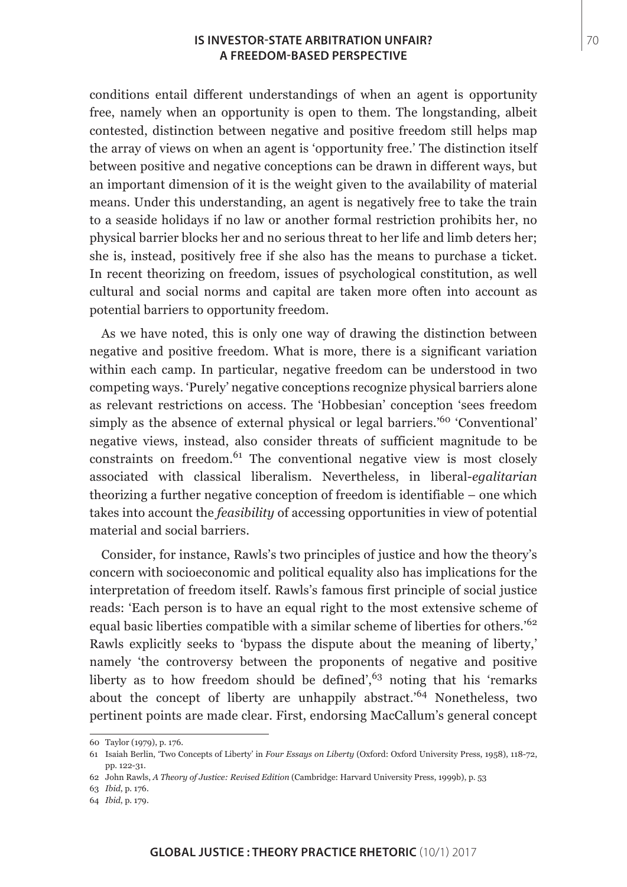conditions entail different understandings of when an agent is opportunity free, namely when an opportunity is open to them. The longstanding, albeit contested, distinction between negative and positive freedom still helps map the array of views on when an agent is 'opportunity free.' The distinction itself between positive and negative conceptions can be drawn in different ways, but an important dimension of it is the weight given to the availability of material means. Under this understanding, an agent is negatively free to take the train to a seaside holidays if no law or another formal restriction prohibits her, no physical barrier blocks her and no serious threat to her life and limb deters her; she is, instead, positively free if she also has the means to purchase a ticket. In recent theorizing on freedom, issues of psychological constitution, as well cultural and social norms and capital are taken more often into account as potential barriers to opportunity freedom.

As we have noted, this is only one way of drawing the distinction between negative and positive freedom. What is more, there is a significant variation within each camp. In particular, negative freedom can be understood in two competing ways. 'Purely' negative conceptions recognize physical barriers alone as relevant restrictions on access. The 'Hobbesian' conception 'sees freedom simply as the absence of external physical or legal barriers.'[60] 'Conventional' negative views, instead, also consider threats of sufficient magnitude to be constraints on freedom.[61] The conventional negative view is most closely associated with classical liberalism. Nevertheless, in liberal-*egalitarian* theorizing a further negative conception of freedom is identifiable – one which takes into account the *feasibility* of accessing opportunities in view of potential material and social barriers.

Consider, for instance, Rawls's two principles of justice and how the theory's concern with socioeconomic and political equality also has implications for the interpretation of freedom itself. Rawls's famous first principle of social justice reads: 'Each person is to have an equal right to the most extensive scheme of equal basic liberties compatible with a similar scheme of liberties for others.'[62] Rawls explicitly seeks to 'bypass the dispute about the meaning of liberty,' namely 'the controversy between the proponents of negative and positive liberty as to how freedom should be defined',[63] noting that his 'remarks about the concept of liberty are unhappily abstract.'[64] Nonetheless, two pertinent points are made clear. First, endorsing MacCallum's general concept

60 Taylor (1979), p. 176.

61 Isaiah Berlin, 'Two Concepts of Liberty' in *Four Essays on Liberty* (Oxford: Oxford University Press, 1958), 118-72, pp. 122-31.

62 John Rawls, *A Theory of Justice: Revised Edition* (Cambridge: Harvard University Press, 1999b), p. 53

63 *Ibid*, p. 176.

64 *Ibid*, p. 179.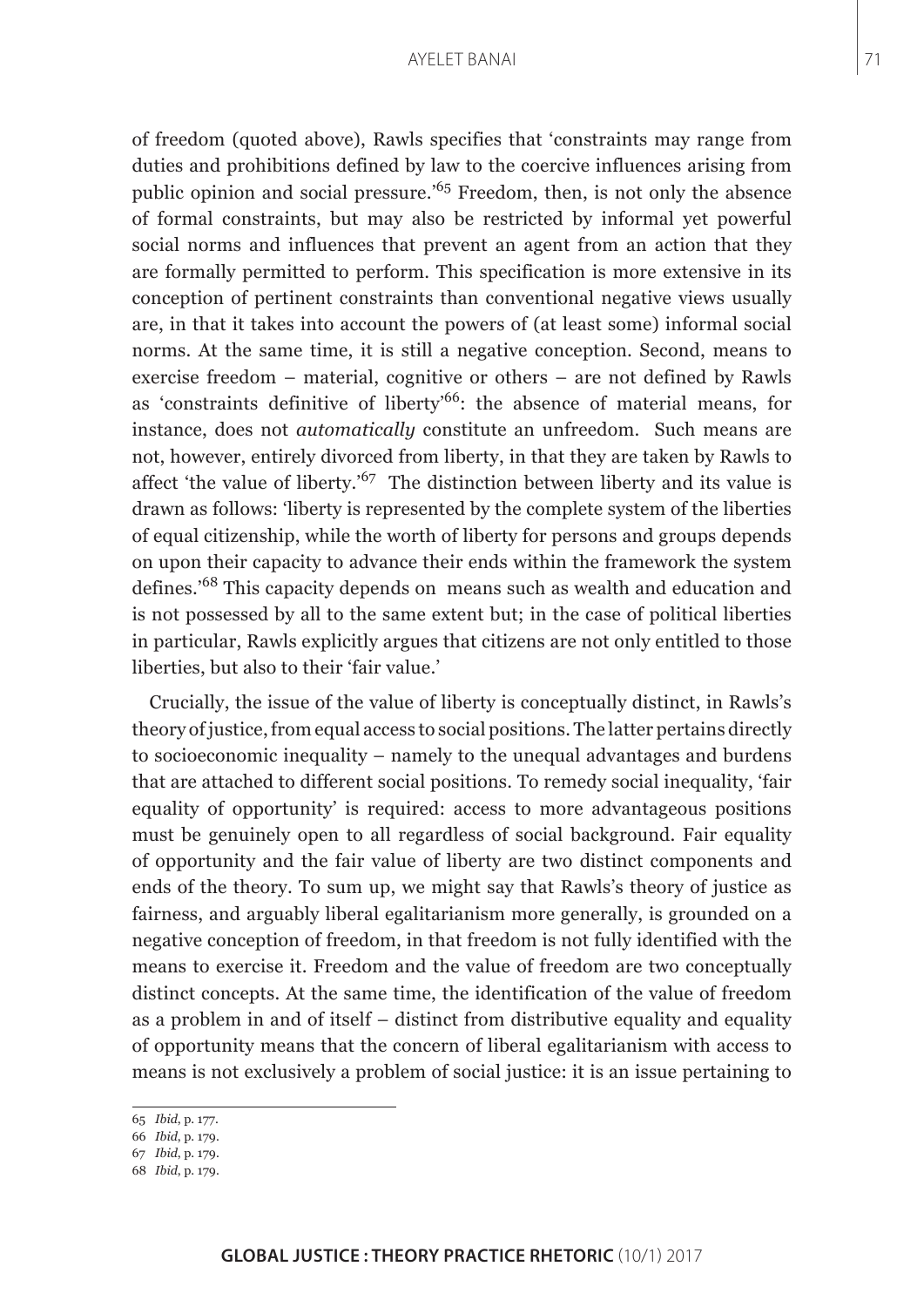of freedom (quoted above), Rawls specifies that 'constraints may range from duties and prohibitions defined by law to the coercive influences arising from public opinion and social pressure.'[65] Freedom, then, is not only the absence of formal constraints, but may also be restricted by informal yet powerful social norms and influences that prevent an agent from an action that they are formally permitted to perform. This specification is more extensive in its conception of pertinent constraints than conventional negative views usually are, in that it takes into account the powers of (at least some) informal social norms. At the same time, it is still a negative conception. Second, means to exercise freedom – material, cognitive or others – are not defined by Rawls as 'constraints definitive of liberty'[66]: the absence of material means, for instance, does not *automatically* constitute an unfreedom. Such means are not, however, entirely divorced from liberty, in that they are taken by Rawls to affect 'the value of liberty.'[67] The distinction between liberty and its value is drawn as follows: 'liberty is represented by the complete system of the liberties of equal citizenship, while the worth of liberty for persons and groups depends on upon their capacity to advance their ends within the framework the system defines.'[68] This capacity depends on means such as wealth and education and is not possessed by all to the same extent but; in the case of political liberties in particular, Rawls explicitly argues that citizens are not only entitled to those liberties, but also to their 'fair value.'

Crucially, the issue of the value of liberty is conceptually distinct, in Rawls's theory of justice, from equal access to social positions. The latter pertains directly to socioeconomic inequality – namely to the unequal advantages and burdens that are attached to different social positions. To remedy social inequality, 'fair equality of opportunity' is required: access to more advantageous positions must be genuinely open to all regardless of social background. Fair equality of opportunity and the fair value of liberty are two distinct components and ends of the theory. To sum up, we might say that Rawls's theory of justice as fairness, and arguably liberal egalitarianism more generally, is grounded on a negative conception of freedom, in that freedom is not fully identified with the means to exercise it. Freedom and the value of freedom are two conceptually distinct concepts. At the same time, the identification of the value of freedom as a problem in and of itself – distinct from distributive equality and equality of opportunity means that the concern of liberal egalitarianism with access to means is not exclusively a problem of social justice: it is an issue pertaining to

65 *Ibid*, p. 177.

66 *Ibid*, p. 179.

67 *Ibid*, p. 179.

68 *Ibid*, p. 179.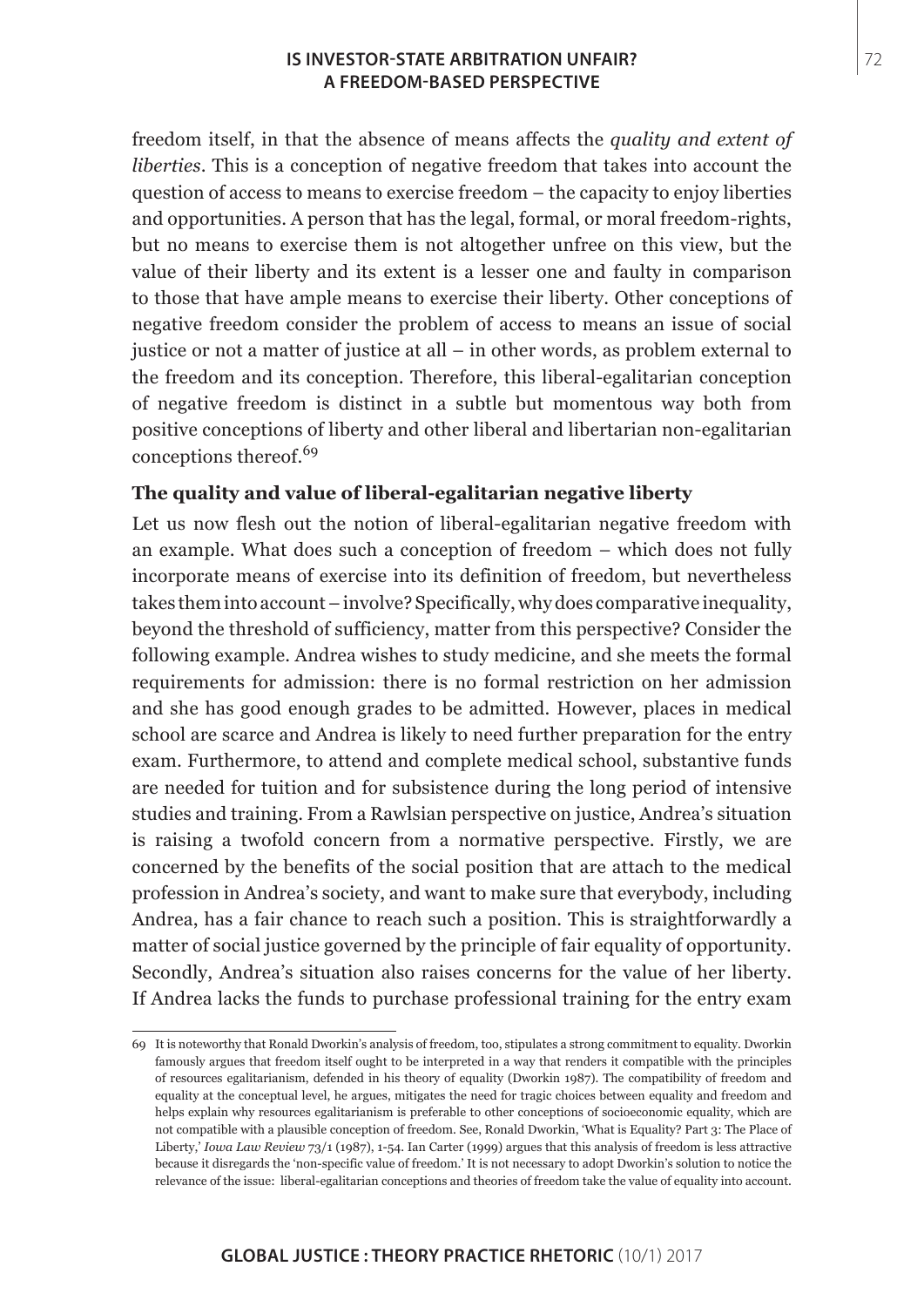freedom itself, in that the absence of means affects the *quality and extent of liberties*. This is a conception of negative freedom that takes into account the question of access to means to exercise freedom – the capacity to enjoy liberties and opportunities. A person that has the legal, formal, or moral freedom-rights, but no means to exercise them is not altogether unfree on this view, but the value of their liberty and its extent is a lesser one and faulty in comparison to those that have ample means to exercise their liberty. Other conceptions of negative freedom consider the problem of access to means an issue of social justice or not a matter of justice at all – in other words, as problem external to the freedom and its conception. Therefore, this liberal-egalitarian conception of negative freedom is distinct in a subtle but momentous way both from positive conceptions of liberty and other liberal and libertarian non-egalitarian conceptions thereof.[69]

### The quality and value of liberal-egalitarian negative liberty

Let us now flesh out the notion of liberal-egalitarian negative freedom with an example. What does such a conception of freedom – which does not fully incorporate means of exercise into its definition of freedom, but nevertheless takes them into account – involve? Specifically, why does comparative inequality, beyond the threshold of sufficiency, matter from this perspective? Consider the following example. Andrea wishes to study medicine, and she meets the formal requirements for admission: there is no formal restriction on her admission and she has good enough grades to be admitted. However, places in medical school are scarce and Andrea is likely to need further preparation for the entry exam. Furthermore, to attend and complete medical school, substantive funds are needed for tuition and for subsistence during the long period of intensive studies and training. From a Rawlsian perspective on justice, Andrea's situation is raising a twofold concern from a normative perspective. Firstly, we are concerned by the benefits of the social position that are attach to the medical profession in Andrea's society, and want to make sure that everybody, including Andrea, has a fair chance to reach such a position. This is straightforwardly a matter of social justice governed by the principle of fair equality of opportunity. Secondly, Andrea's situation also raises concerns for the value of her liberty. If Andrea lacks the funds to purchase professional training for the entry exam

---

69 It is noteworthy that Ronald Dworkin's analysis of freedom, too, stipulates a strong commitment to equality. Dworkin famously argues that freedom itself ought to be interpreted in a way that renders it compatible with the principles of resources egalitarianism, defended in his theory of equality (Dworkin 1987). The compatibility of freedom and equality at the conceptual level, he argues, mitigates the need for tragic choices between equality and freedom and helps explain why resources egalitarianism is preferable to other conceptions of socioeconomic equality, which are not compatible with a plausible conception of freedom. See, Ronald Dworkin, 'What is Equality? Part 3: The Place of Liberty,' *Iowa Law Review* 73/1 (1987), 1-54. Ian Carter (1999) argues that this analysis of freedom is less attractive because it disregards the 'non-specific value of freedom.' It is not necessary to adopt Dworkin's solution to notice the relevance of the issue: liberal-egalitarian conceptions and theories of freedom take the value of equality into account.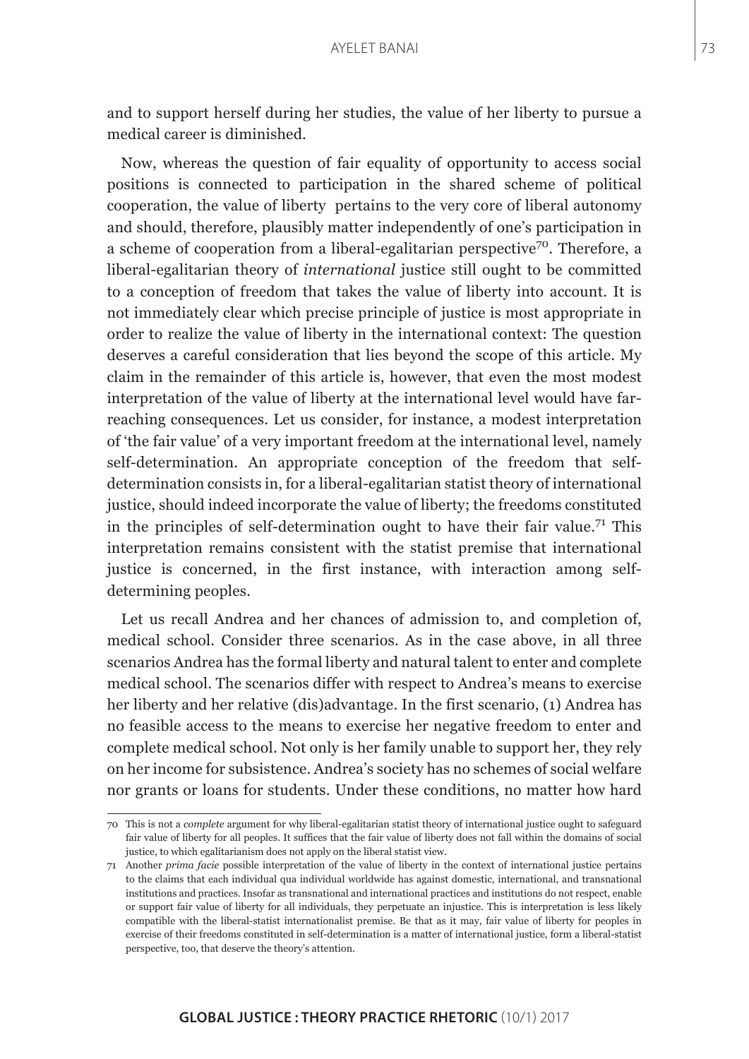and to support herself during her studies, the value of her liberty to pursue a medical career is diminished.

Now, whereas the question of fair equality of opportunity to access social positions is connected to participation in the shared scheme of political cooperation, the value of liberty pertains to the very core of liberal autonomy and should, therefore, plausibly matter independently of one's participation in a scheme of cooperation from a liberal-egalitarian perspective[70]. Therefore, a liberal-egalitarian theory of *international* justice still ought to be committed to a conception of freedom that takes the value of liberty into account. It is not immediately clear which precise principle of justice is most appropriate in order to realize the value of liberty in the international context: The question deserves a careful consideration that lies beyond the scope of this article. My claim in the remainder of this article is, however, that even the most modest interpretation of the value of liberty at the international level would have far-reaching consequences. Let us consider, for instance, a modest interpretation of 'the fair value' of a very important freedom at the international level, namely self-determination. An appropriate conception of the freedom that self-determination consists in, for a liberal-egalitarian statist theory of international justice, should indeed incorporate the value of liberty; the freedoms constituted in the principles of self-determination ought to have their fair value.[71] This interpretation remains consistent with the statist premise that international justice is concerned, in the first instance, with interaction among self-determining peoples.

Let us recall Andrea and her chances of admission to, and completion of, medical school. Consider three scenarios. As in the case above, in all three scenarios Andrea has the formal liberty and natural talent to enter and complete medical school. The scenarios differ with respect to Andrea's means to exercise her liberty and her relative (dis)advantage. In the first scenario, (1) Andrea has no feasible access to the means to exercise her negative freedom to enter and complete medical school. Not only is her family unable to support her, they rely on her income for subsistence. Andrea's society has no schemes of social welfare nor grants or loans for students. Under these conditions, no matter how hard

---

70 This is not a *complete* argument for why liberal-egalitarian statist theory of international justice ought to safeguard fair value of liberty for all peoples. It suffices that the fair value of liberty does not fall within the domains of social justice, to which egalitarianism does not apply on the liberal statist view.

71 Another *prima facie* possible interpretation of the value of liberty in the context of international justice pertains to the claims that each individual qua individual worldwide has against domestic, international, and transnational institutions and practices. Insofar as transnational and international practices and institutions do not respect, enable or support fair value of liberty for all individuals, they perpetuate an injustice. This is interpretation is less likely compatible with the liberal-statist internationalist premise. Be that as it may, fair value of liberty for peoples in exercise of their freedoms constituted in self-determination is a matter of international justice, form a liberal-statist perspective, too, that deserve the theory's attention.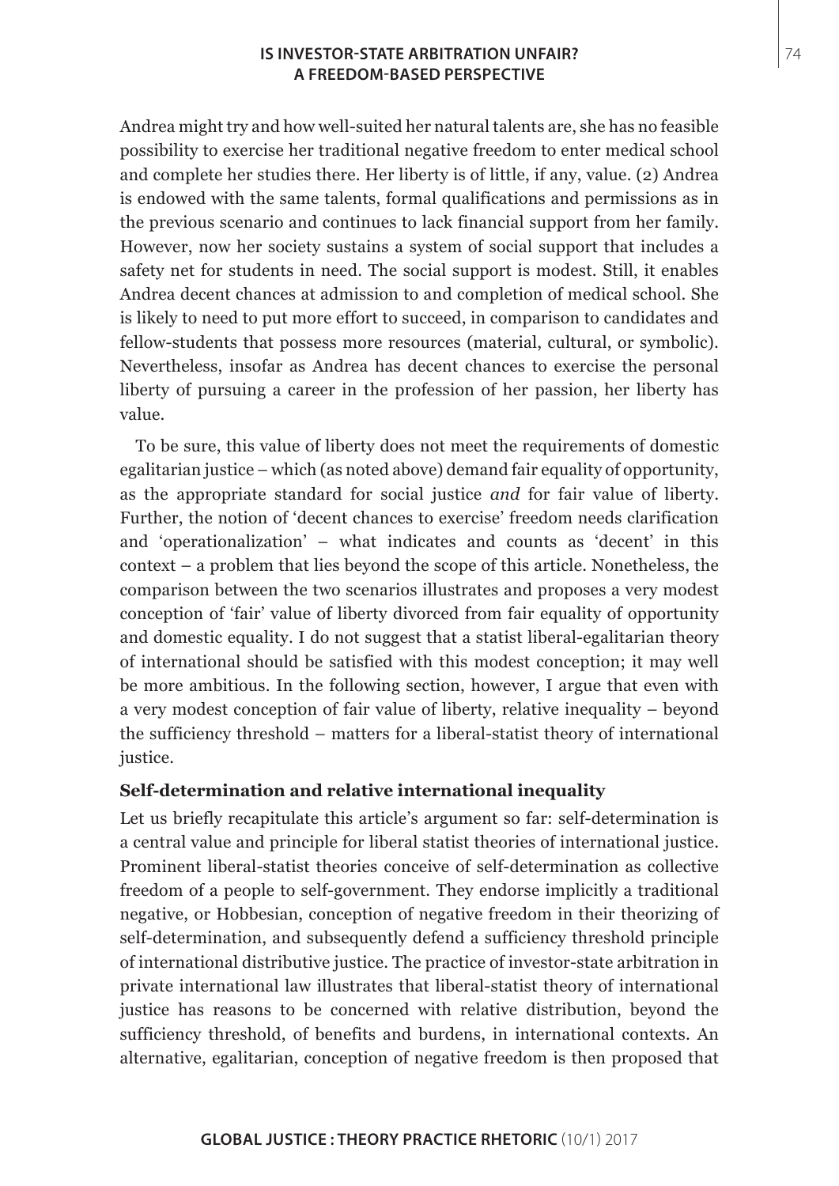Andrea might try and how well-suited her natural talents are, she has no feasible possibility to exercise her traditional negative freedom to enter medical school and complete her studies there. Her liberty is of little, if any, value. (2) Andrea is endowed with the same talents, formal qualifications and permissions as in the previous scenario and continues to lack financial support from her family. However, now her society sustains a system of social support that includes a safety net for students in need. The social support is modest. Still, it enables Andrea decent chances at admission to and completion of medical school. She is likely to need to put more effort to succeed, in comparison to candidates and fellow-students that possess more resources (material, cultural, or symbolic). Nevertheless, insofar as Andrea has decent chances to exercise the personal liberty of pursuing a career in the profession of her passion, her liberty has value.

To be sure, this value of liberty does not meet the requirements of domestic egalitarian justice – which (as noted above) demand fair equality of opportunity, as the appropriate standard for social justice *and* for fair value of liberty. Further, the notion of 'decent chances to exercise' freedom needs clarification and 'operationalization' – what indicates and counts as 'decent' in this context – a problem that lies beyond the scope of this article. Nonetheless, the comparison between the two scenarios illustrates and proposes a very modest conception of 'fair' value of liberty divorced from fair equality of opportunity and domestic equality. I do not suggest that a statist liberal-egalitarian theory of international should be satisfied with this modest conception; it may well be more ambitious. In the following section, however, I argue that even with a very modest conception of fair value of liberty, relative inequality – beyond the sufficiency threshold – matters for a liberal-statist theory of international justice.

## Self-determination and relative international inequality

Let us briefly recapitulate this article's argument so far: self-determination is a central value and principle for liberal statist theories of international justice. Prominent liberal-statist theories conceive of self-determination as collective freedom of a people to self-government. They endorse implicitly a traditional negative, or Hobbesian, conception of negative freedom in their theorizing of self-determination, and subsequently defend a sufficiency threshold principle of international distributive justice. The practice of investor-state arbitration in private international law illustrates that liberal-statist theory of international justice has reasons to be concerned with relative distribution, beyond the sufficiency threshold, of benefits and burdens, in international contexts. An alternative, egalitarian, conception of negative freedom is then proposed that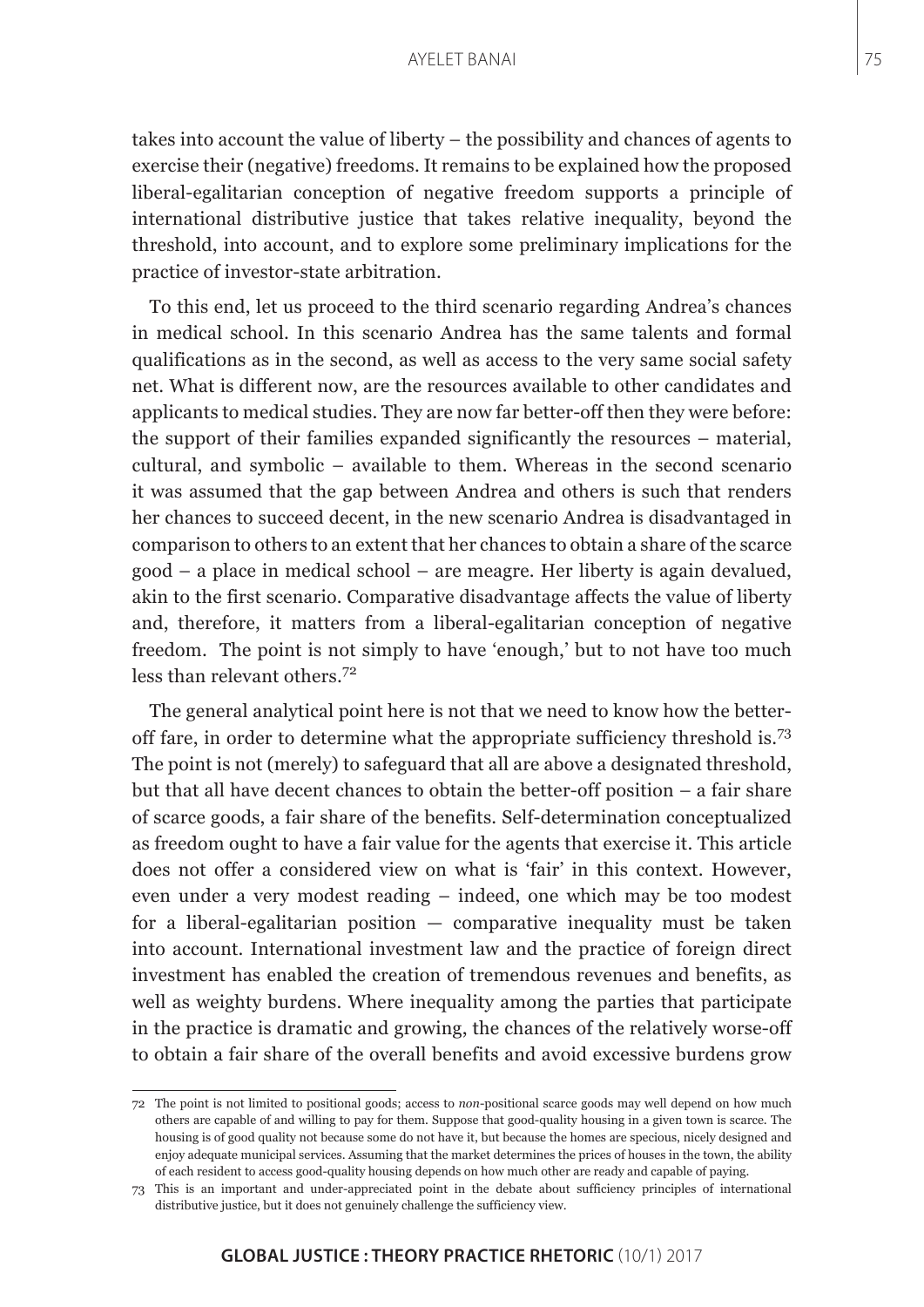takes into account the value of liberty – the possibility and chances of agents to exercise their (negative) freedoms. It remains to be explained how the proposed liberal-egalitarian conception of negative freedom supports a principle of international distributive justice that takes relative inequality, beyond the threshold, into account, and to explore some preliminary implications for the practice of investor-state arbitration.

To this end, let us proceed to the third scenario regarding Andrea's chances in medical school. In this scenario Andrea has the same talents and formal qualifications as in the second, as well as access to the very same social safety net. What is different now, are the resources available to other candidates and applicants to medical studies. They are now far better-off then they were before: the support of their families expanded significantly the resources – material, cultural, and symbolic – available to them. Whereas in the second scenario it was assumed that the gap between Andrea and others is such that renders her chances to succeed decent, in the new scenario Andrea is disadvantaged in comparison to others to an extent that her chances to obtain a share of the scarce good – a place in medical school – are meagre. Her liberty is again devalued, akin to the first scenario. Comparative disadvantage affects the value of liberty and, therefore, it matters from a liberal-egalitarian conception of negative freedom. The point is not simply to have 'enough,' but to not have too much less than relevant others.[72]

The general analytical point here is not that we need to know how the better-off fare, in order to determine what the appropriate sufficiency threshold is.[73] The point is not (merely) to safeguard that all are above a designated threshold, but that all have decent chances to obtain the better-off position – a fair share of scarce goods, a fair share of the benefits. Self-determination conceptualized as freedom ought to have a fair value for the agents that exercise it. This article does not offer a considered view on what is 'fair' in this context. However, even under a very modest reading – indeed, one which may be too modest for a liberal-egalitarian position — comparative inequality must be taken into account. International investment law and the practice of foreign direct investment has enabled the creation of tremendous revenues and benefits, as well as weighty burdens. Where inequality among the parties that participate in the practice is dramatic and growing, the chances of the relatively worse-off to obtain a fair share of the overall benefits and avoid excessive burdens grow

---

72 The point is not limited to positional goods; access to *non*-positional scarce goods may well depend on how much others are capable of and willing to pay for them. Suppose that good-quality housing in a given town is scarce. The housing is of good quality not because some do not have it, but because the homes are specious, nicely designed and enjoy adequate municipal services. Assuming that the market determines the prices of houses in the town, the ability of each resident to access good-quality housing depends on how much other are ready and capable of paying.

73 This is an important and under-appreciated point in the debate about sufficiency principles of international distributive justice, but it does not genuinely challenge the sufficiency view.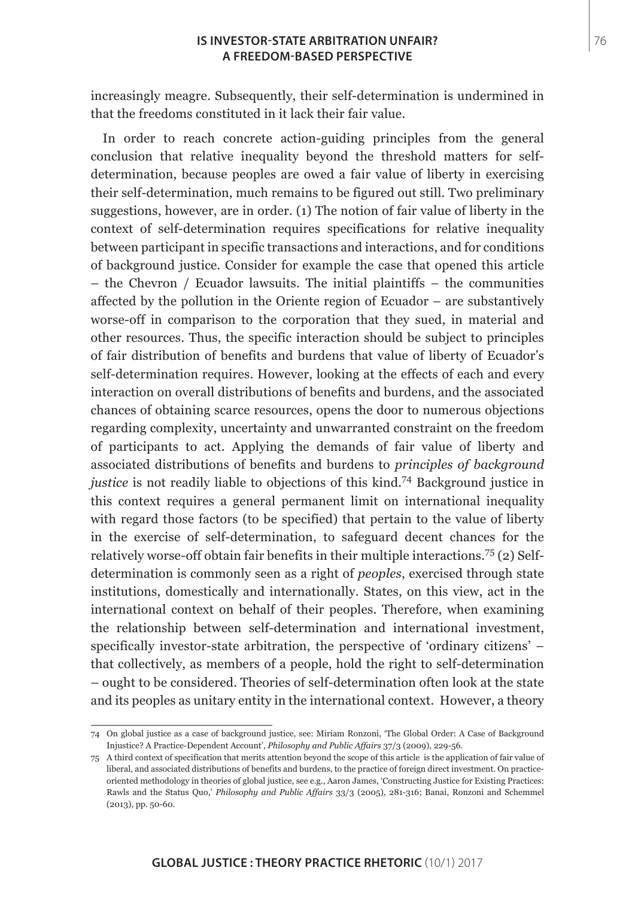increasingly meagre. Subsequently, their self-determination is undermined in that the freedoms constituted in it lack their fair value.

In order to reach concrete action-guiding principles from the general conclusion that relative inequality beyond the threshold matters for self-determination, because peoples are owed a fair value of liberty in exercising their self-determination, much remains to be figured out still. Two preliminary suggestions, however, are in order. (1) The notion of fair value of liberty in the context of self-determination requires specifications for relative inequality between participant in specific transactions and interactions, and for conditions of background justice. Consider for example the case that opened this article – the Chevron / Ecuador lawsuits. The initial plaintiffs – the communities affected by the pollution in the Oriente region of Ecuador – are substantively worse-off in comparison to the corporation that they sued, in material and other resources. Thus, the specific interaction should be subject to principles of fair distribution of benefits and burdens that value of liberty of Ecuador's self-determination requires. However, looking at the effects of each and every interaction on overall distributions of benefits and burdens, and the associated chances of obtaining scarce resources, opens the door to numerous objections regarding complexity, uncertainty and unwarranted constraint on the freedom of participants to act. Applying the demands of fair value of liberty and associated distributions of benefits and burdens to *principles of background justice* is not readily liable to objections of this kind.[74] Background justice in this context requires a general permanent limit on international inequality with regard those factors (to be specified) that pertain to the value of liberty in the exercise of self-determination, to safeguard decent chances for the relatively worse-off obtain fair benefits in their multiple interactions.[75] (2) Self-determination is commonly seen as a right of *peoples*, exercised through state institutions, domestically and internationally. States, on this view, act in the international context on behalf of their peoples. Therefore, when examining the relationship between self-determination and international investment, specifically investor-state arbitration, the perspective of 'ordinary citizens' – that collectively, as members of a people, hold the right to self-determination – ought to be considered. Theories of self-determination often look at the state and its peoples as unitary entity in the international context. However, a theory

---

74 On global justice as a case of background justice, see: Miriam Ronzoni, 'The Global Order: A Case of Background Injustice? A Practice-Dependent Account', *Philosophy and Public Affairs* 37/3 (2009), 229-56.

75 A third context of specification that merits attention beyond the scope of this article is the application of fair value of liberal, and associated distributions of benefits and burdens, to the practice of foreign direct investment. On practice-oriented methodology in theories of global justice, see e.g., Aaron James, 'Constructing Justice for Existing Practices: Rawls and the Status Quo,' *Philosophy and Public Affairs* 33/3 (2005), 281-316; Banai, Ronzoni and Schemmel (2013), pp. 50-60.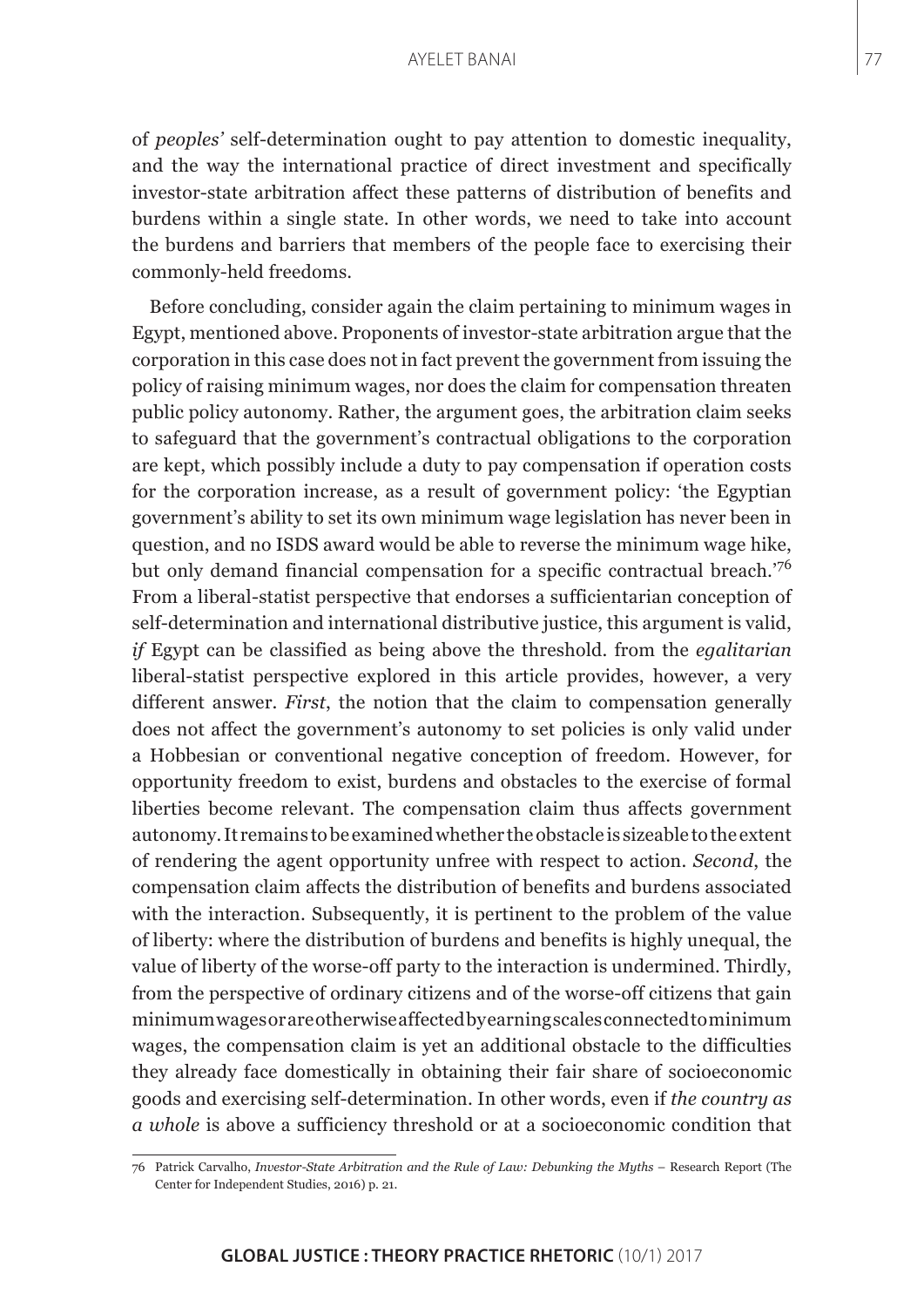of *peoples'* self-determination ought to pay attention to domestic inequality, and the way the international practice of direct investment and specifically investor-state arbitration affect these patterns of distribution of benefits and burdens within a single state. In other words, we need to take into account the burdens and barriers that members of the people face to exercising their commonly-held freedoms.

Before concluding, consider again the claim pertaining to minimum wages in Egypt, mentioned above. Proponents of investor-state arbitration argue that the corporation in this case does not in fact prevent the government from issuing the policy of raising minimum wages, nor does the claim for compensation threaten public policy autonomy. Rather, the argument goes, the arbitration claim seeks to safeguard that the government's contractual obligations to the corporation are kept, which possibly include a duty to pay compensation if operation costs for the corporation increase, as a result of government policy: 'the Egyptian government's ability to set its own minimum wage legislation has never been in question, and no ISDS award would be able to reverse the minimum wage hike, but only demand financial compensation for a specific contractual breach.'[76] From a liberal-statist perspective that endorses a sufficientarian conception of self-determination and international distributive justice, this argument is valid, *if* Egypt can be classified as being above the threshold. from the *egalitarian* liberal-statist perspective explored in this article provides, however, a very different answer. *First*, the notion that the claim to compensation generally does not affect the government's autonomy to set policies is only valid under a Hobbesian or conventional negative conception of freedom. However, for opportunity freedom to exist, burdens and obstacles to the exercise of formal liberties become relevant. The compensation claim thus affects government autonomy. It remains to be examined whether the obstacle is sizeable to the extent of rendering the agent opportunity unfree with respect to action. *Second*, the compensation claim affects the distribution of benefits and burdens associated with the interaction. Subsequently, it is pertinent to the problem of the value of liberty: where the distribution of burdens and benefits is highly unequal, the value of liberty of the worse-off party to the interaction is undermined. Thirdly, from the perspective of ordinary citizens and of the worse-off citizens that gain minimum wages or are otherwise affected by earning scales connected to minimum wages, the compensation claim is yet an additional obstacle to the difficulties they already face domestically in obtaining their fair share of socioeconomic goods and exercising self-determination. In other words, even if *the country as a whole* is above a sufficiency threshold or at a socioeconomic condition that

76 Patrick Carvalho, *Investor-State Arbitration and the Rule of Law: Debunking the Myths* – Research Report (The Center for Independent Studies, 2016) p. 21.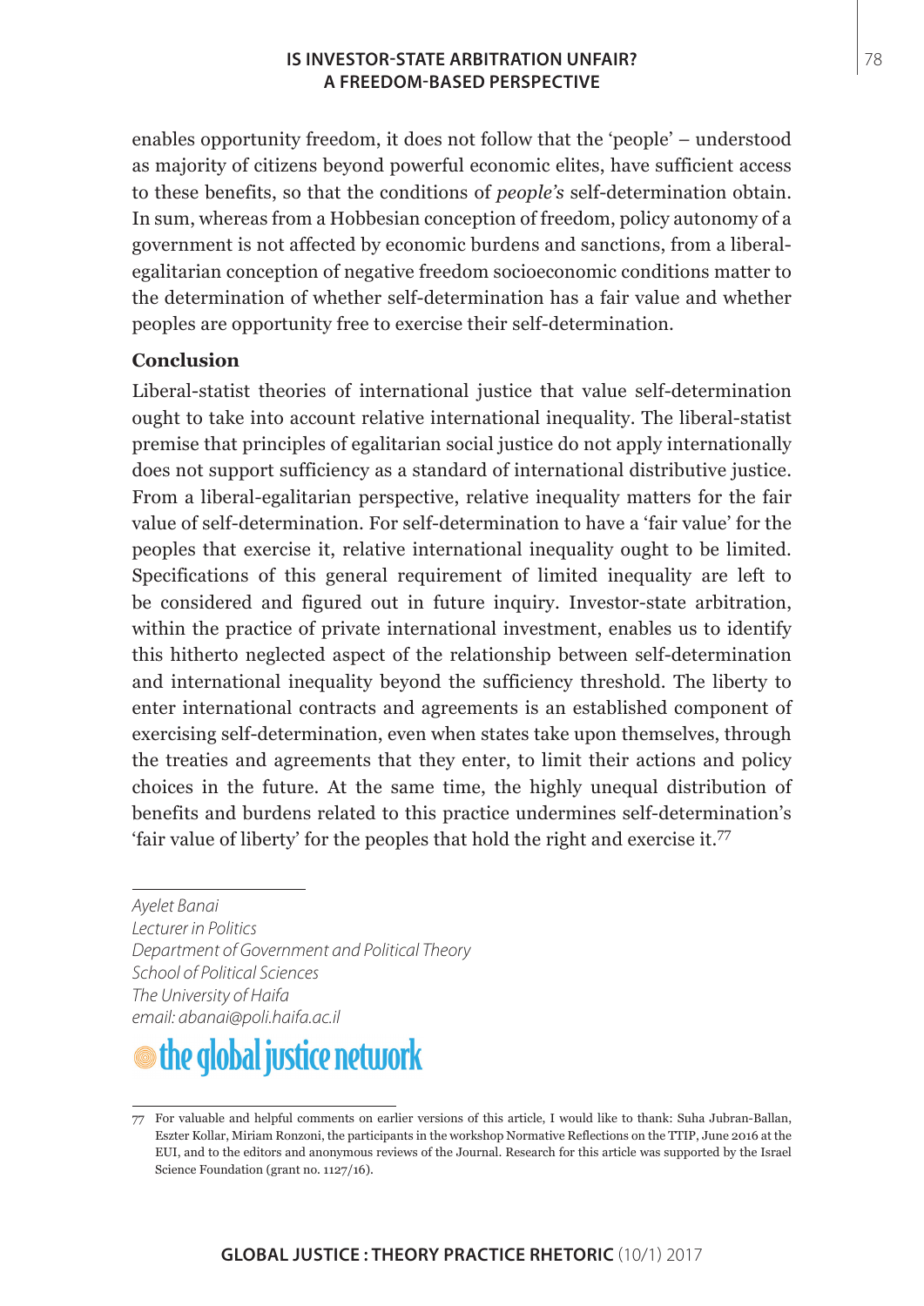enables opportunity freedom, it does not follow that the 'people' – understood as majority of citizens beyond powerful economic elites, have sufficient access to these benefits, so that the conditions of *people's* self-determination obtain. In sum, whereas from a Hobbesian conception of freedom, policy autonomy of a government is not affected by economic burdens and sanctions, from a liberal-egalitarian conception of negative freedom socioeconomic conditions matter to the determination of whether self-determination has a fair value and whether peoples are opportunity free to exercise their self-determination.

## Conclusion

Liberal-statist theories of international justice that value self-determination ought to take into account relative international inequality. The liberal-statist premise that principles of egalitarian social justice do not apply internationally does not support sufficiency as a standard of international distributive justice. From a liberal-egalitarian perspective, relative inequality matters for the fair value of self-determination. For self-determination to have a 'fair value' for the peoples that exercise it, relative international inequality ought to be limited. Specifications of this general requirement of limited inequality are left to be considered and figured out in future inquiry. Investor-state arbitration, within the practice of private international investment, enables us to identify this hitherto neglected aspect of the relationship between self-determination and international inequality beyond the sufficiency threshold. The liberty to enter international contracts and agreements is an established component of exercising self-determination, even when states take upon themselves, through the treaties and agreements that they enter, to limit their actions and policy choices in the future. At the same time, the highly unequal distribution of benefits and burdens related to this practice undermines self-determination's 'fair value of liberty' for the peoples that hold the right and exercise it.[77]

*Ayelet Banai*
*Lecturer in Politics*
*Department of Government and Political Theory*
*School of Political Sciences*
*The University of Haifa*
*email: abanai@poli.haifa.ac.il*

the global justice network

---

77 For valuable and helpful comments on earlier versions of this article, I would like to thank: Suha Jubran-Ballan, Eszter Kollar, Miriam Ronzoni, the participants in the workshop Normative Reflections on the TTIP, June 2016 at the EUI, and to the editors and anonymous reviews of the Journal. Research for this article was supported by the Israel Science Foundation (grant no. 1127/16).